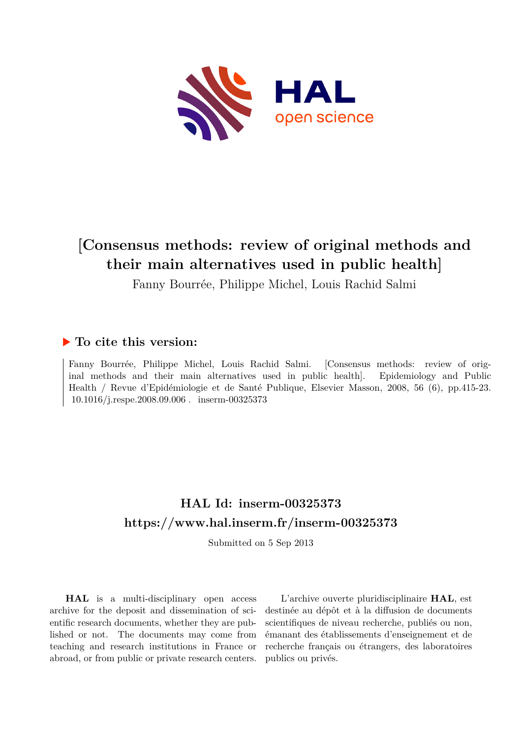# [Consensus methods: review of original methods and their main alternatives used in public health]

Fanny Bourrée, Philippe Michel, Louis Rachid Salmi

## ▶ To cite this version:

Fanny Bourrée, Philippe Michel, Louis Rachid Salmi. [Consensus methods: review of original methods and their main alternatives used in public health]. Epidemiology and Public Health / Revue d'Epidémiologie et de Santé Publique, Elsevier Masson, 2008, 56 (6), pp.415-23. 10.1016/j.respe.2008.09.006 . inserm-00325373

## HAL Id: inserm-00325373

## https://www.hal.inserm.fr/inserm-00325373

Submitted on 5 Sep 2013

**HAL** is a multi-disciplinary open access archive for the deposit and dissemination of scientific research documents, whether they are published or not. The documents may come from teaching and research institutions in France or abroad, or from public or private research centers.

L'archive ouverte pluridisciplinaire **HAL**, est destinée au dépôt et à la diffusion de documents scientifiques de niveau recherche, publiés ou non, émanant des établissements d'enseignement et de recherche français ou étrangers, des laboratoires publics ou privés.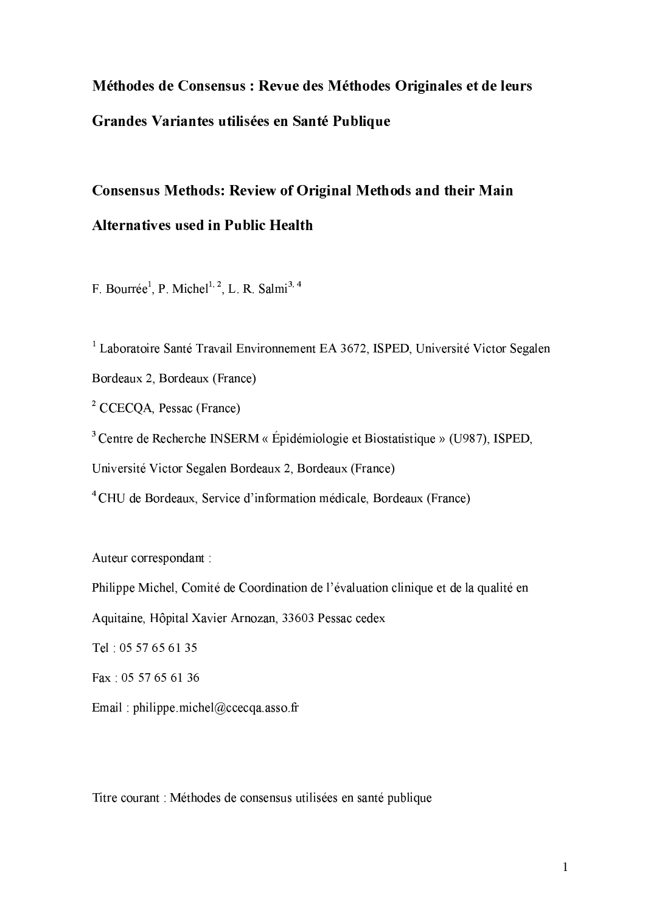**Méthodes de Consensus : Revue des Méthodes Originales et de leurs Grandes Variantes utilisées en Santé Publique**

**Consensus Methods: Review of Original Methods and their Main Alternatives used in Public Health**

F. Bourrée[1], P. Michel[1, 2], L. R. Salmi[3, 4]

[1] Laboratoire Santé Travail Environnement EA 3672, ISPED, Université Victor Segalen Bordeaux 2, Bordeaux (France)

[2] CCECQA, Pessac (France)

[3] Centre de Recherche INSERM « Épidémiologie et Biostatistique » (U987), ISPED, Université Victor Segalen Bordeaux 2, Bordeaux (France)

[4] CHU de Bordeaux, Service d'information médicale, Bordeaux (France)

Auteur correspondant :

Philippe Michel, Comité de Coordination de l'évaluation clinique et de la qualité en Aquitaine, Hôpital Xavier Arnozan, 33603 Pessac cedex

Tel : 05 57 65 61 35

Fax : 05 57 65 61 36

Email : philippe.michel@ccecqa.asso.fr

Titre courant : Méthodes de consensus utilisées en santé publique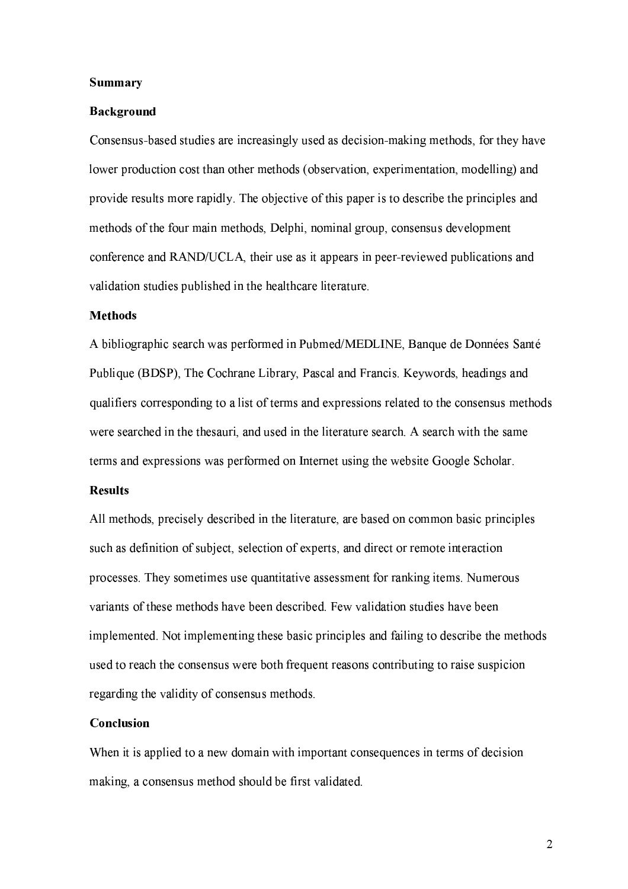## Summary

### Background

Consensus-based studies are increasingly used as decision-making methods, for they have lower production cost than other methods (observation, experimentation, modelling) and provide results more rapidly. The objective of this paper is to describe the principles and methods of the four main methods, Delphi, nominal group, consensus development conference and RAND/UCLA, their use as it appears in peer-reviewed publications and validation studies published in the healthcare literature.

### Methods

A bibliographic search was performed in Pubmed/MEDLINE, Banque de Données Santé Publique (BDSP), The Cochrane Library, Pascal and Francis. Keywords, headings and qualifiers corresponding to a list of terms and expressions related to the consensus methods were searched in the thesauri, and used in the literature search. A search with the same terms and expressions was performed on Internet using the website Google Scholar.

### Results

All methods, precisely described in the literature, are based on common basic principles such as definition of subject, selection of experts, and direct or remote interaction processes. They sometimes use quantitative assessment for ranking items. Numerous variants of these methods have been described. Few validation studies have been implemented. Not implementing these basic principles and failing to describe the methods used to reach the consensus were both frequent reasons contributing to raise suspicion regarding the validity of consensus methods.

### Conclusion

When it is applied to a new domain with important consequences in terms of decision making, a consensus method should be first validated.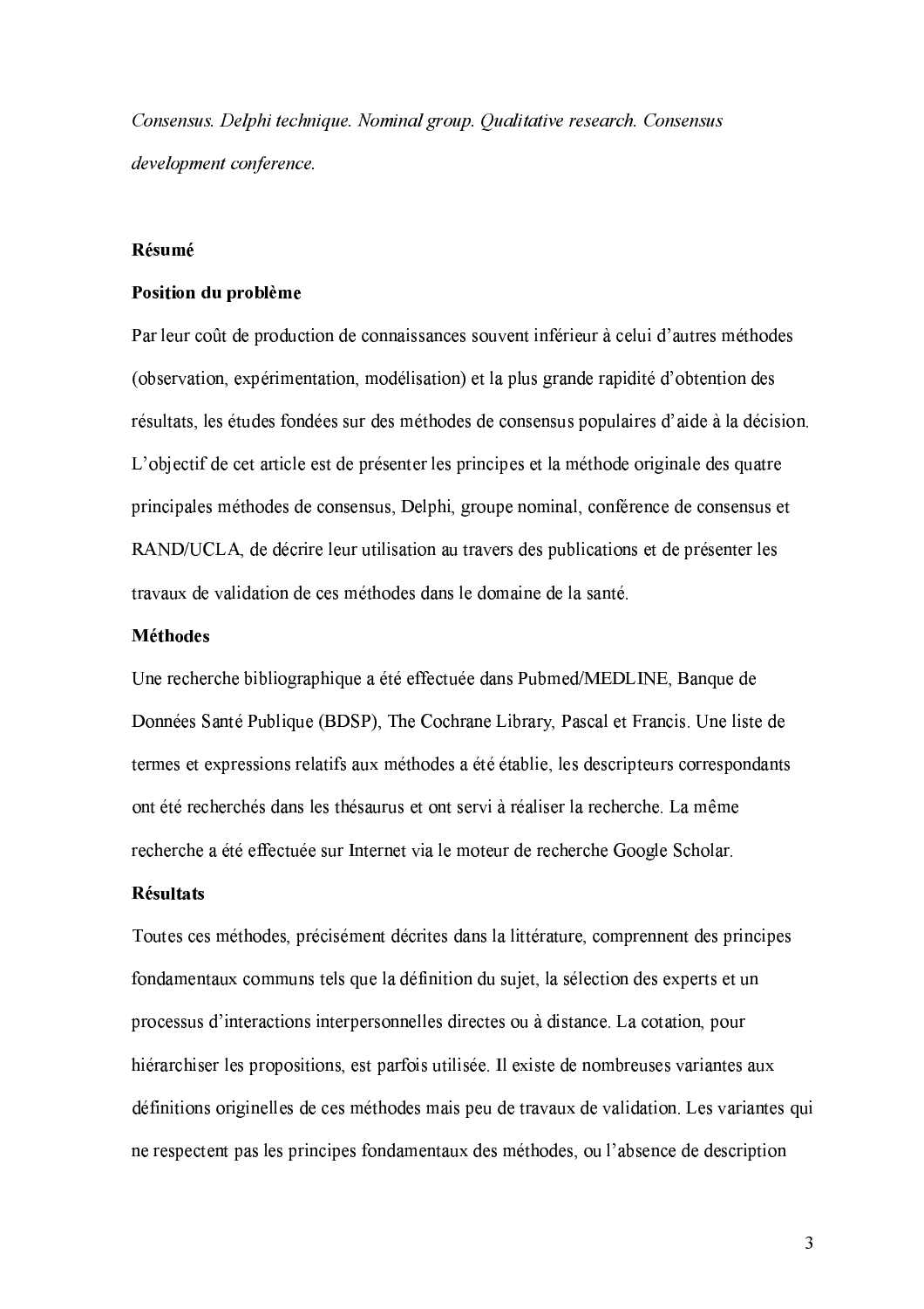*Consensus. Delphi technique. Nominal group. Qualitative research. Consensus development conference.*

**Résumé**

**Position du problème**

Par leur coût de production de connaissances souvent inférieur à celui d'autres méthodes (observation, expérimentation, modélisation) et la plus grande rapidité d'obtention des résultats, les études fondées sur des méthodes de consensus populaires d'aide à la décision. L'objectif de cet article est de présenter les principes et la méthode originale des quatre principales méthodes de consensus, Delphi, groupe nominal, conférence de consensus et RAND/UCLA, de décrire leur utilisation au travers des publications et de présenter les travaux de validation de ces méthodes dans le domaine de la santé.

**Méthodes**

Une recherche bibliographique a été effectuée dans Pubmed/MEDLINE, Banque de Données Santé Publique (BDSP), The Cochrane Library, Pascal et Francis. Une liste de termes et expressions relatifs aux méthodes a été établie, les descripteurs correspondants ont été recherchés dans les thésaurus et ont servi à réaliser la recherche. La même recherche a été effectuée sur Internet via le moteur de recherche Google Scholar.

**Résultats**

Toutes ces méthodes, précisément décrites dans la littérature, comprennent des principes fondamentaux communs tels que la définition du sujet, la sélection des experts et un processus d'interactions interpersonnelles directes ou à distance. La cotation, pour hiérarchiser les propositions, est parfois utilisée. Il existe de nombreuses variantes aux définitions originelles de ces méthodes mais peu de travaux de validation. Les variantes qui ne respectent pas les principes fondamentaux des méthodes, ou l'absence de description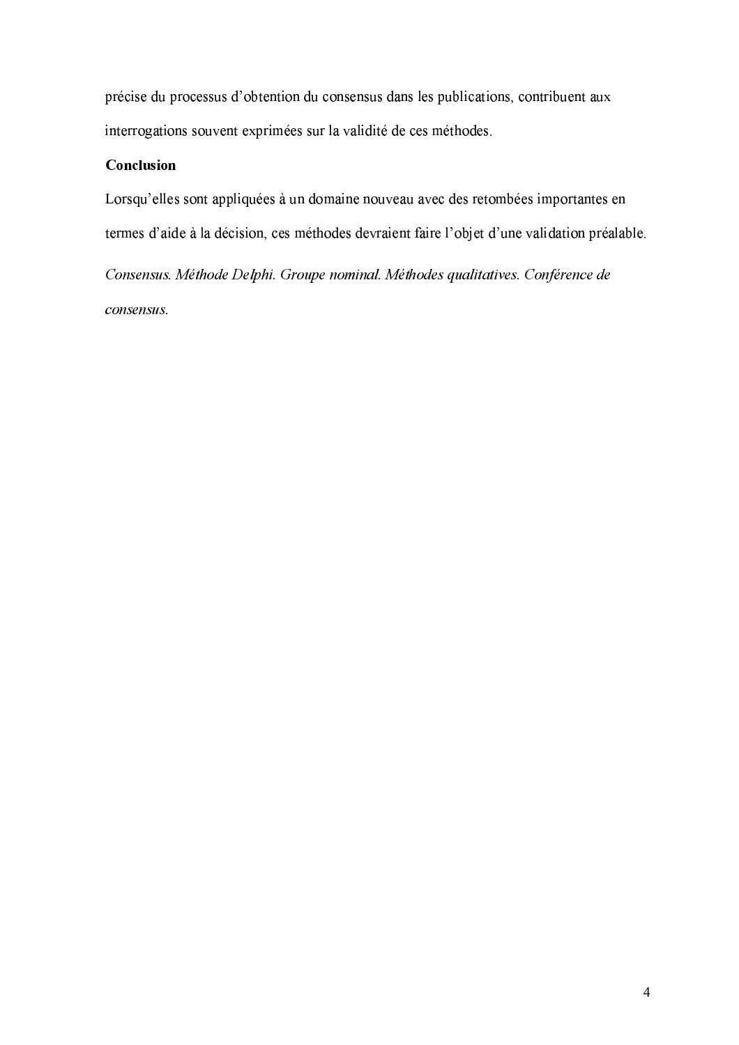précise du processus d'obtention du consensus dans les publications, contribuent aux interrogations souvent exprimées sur la validité de ces méthodes.

**Conclusion**

Lorsqu'elles sont appliquées à un domaine nouveau avec des retombées importantes en termes d'aide à la décision, ces méthodes devraient faire l'objet d'une validation préalable.

*Consensus. Méthode Delphi. Groupe nominal. Méthodes qualitatives. Conférence de consensus.*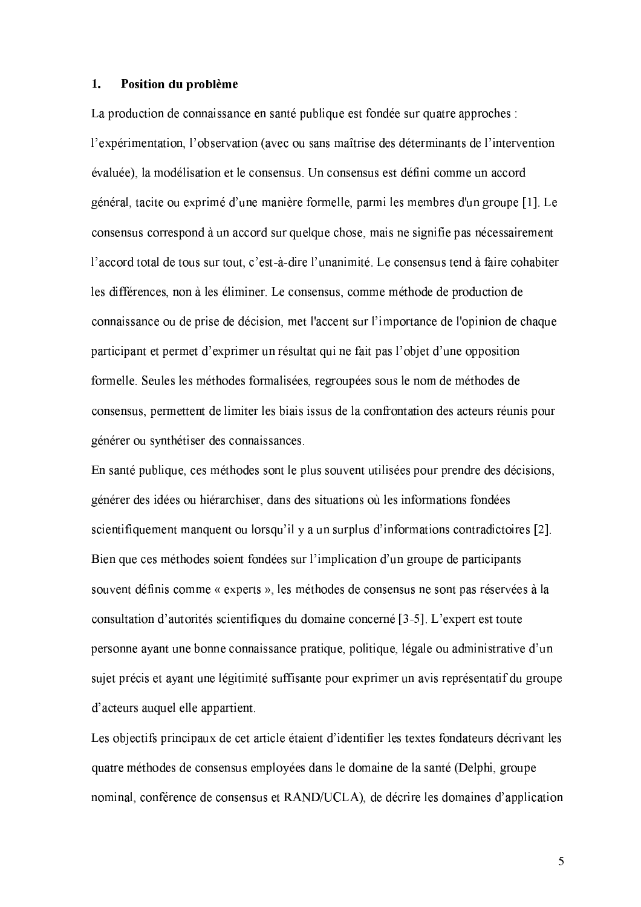## 1. Position du problème

La production de connaissance en santé publique est fondée sur quatre approches : l'expérimentation, l'observation (avec ou sans maîtrise des déterminants de l'intervention évaluée), la modélisation et le consensus. Un consensus est défini comme un accord général, tacite ou exprimé d'une manière formelle, parmi les membres d'un groupe [1]. Le consensus correspond à un accord sur quelque chose, mais ne signifie pas nécessairement l'accord total de tous sur tout, c'est-à-dire l'unanimité. Le consensus tend à faire cohabiter les différences, non à les éliminer. Le consensus, comme méthode de production de connaissance ou de prise de décision, met l'accent sur l'importance de l'opinion de chaque participant et permet d'exprimer un résultat qui ne fait pas l'objet d'une opposition formelle. Seules les méthodes formalisées, regroupées sous le nom de méthodes de consensus, permettent de limiter les biais issus de la confrontation des acteurs réunis pour générer ou synthétiser des connaissances.

En santé publique, ces méthodes sont le plus souvent utilisées pour prendre des décisions, générer des idées ou hiérarchiser, dans des situations où les informations fondées scientifiquement manquent ou lorsqu'il y a un surplus d'informations contradictoires [2]. Bien que ces méthodes soient fondées sur l'implication d'un groupe de participants souvent définis comme « experts », les méthodes de consensus ne sont pas réservées à la consultation d'autorités scientifiques du domaine concerné [3-5]. L'expert est toute personne ayant une bonne connaissance pratique, politique, légale ou administrative d'un sujet précis et ayant une légitimité suffisante pour exprimer un avis représentatif du groupe d'acteurs auquel elle appartient.

Les objectifs principaux de cet article étaient d'identifier les textes fondateurs décrivant les quatre méthodes de consensus employées dans le domaine de la santé (Delphi, groupe nominal, conférence de consensus et RAND/UCLA), de décrire les domaines d'application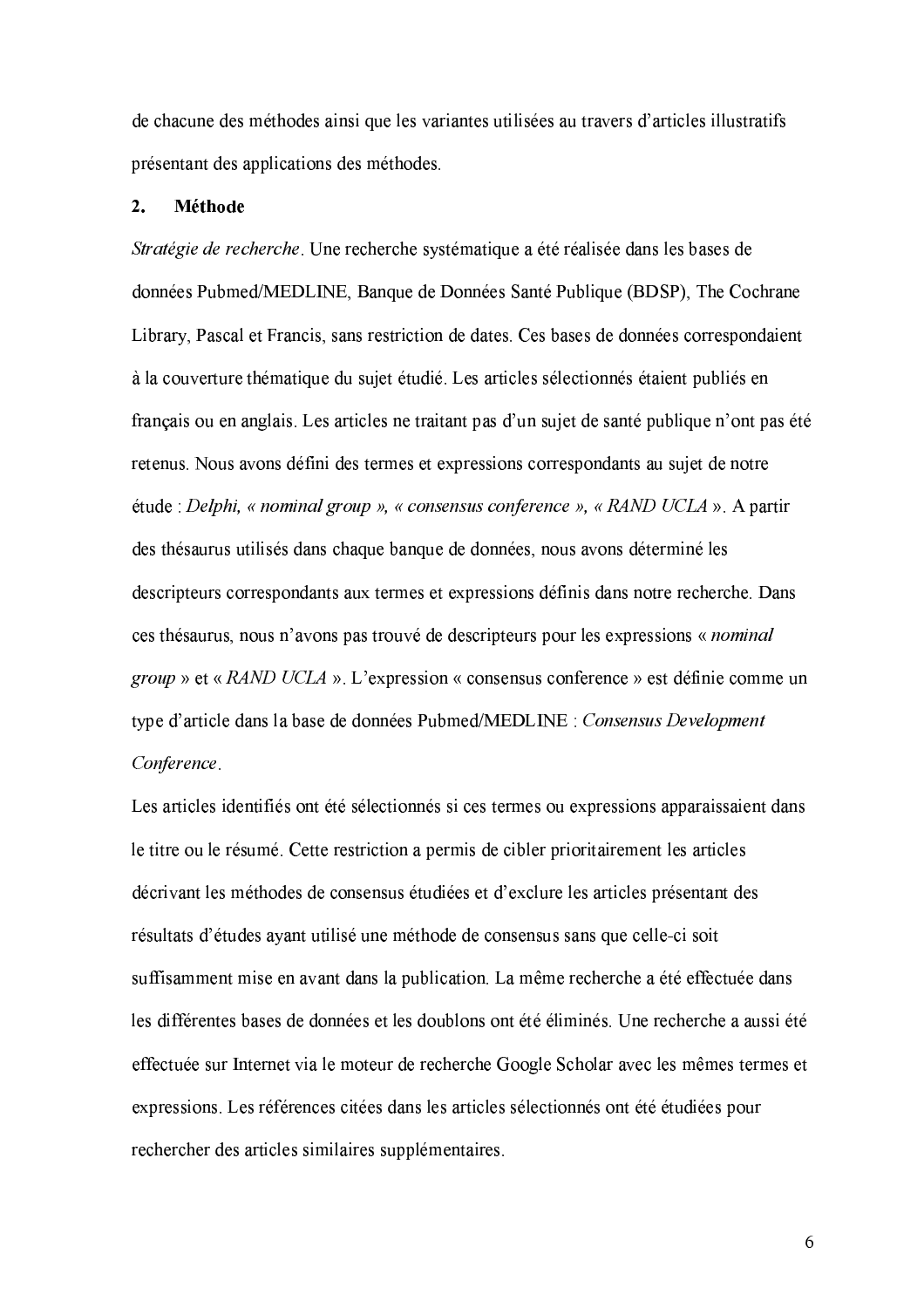de chacune des méthodes ainsi que les variantes utilisées au travers d'articles illustratifs présentant des applications des méthodes.

## 2. Méthode

*Stratégie de recherche*. Une recherche systématique a été réalisée dans les bases de données Pubmed/MEDLINE, Banque de Données Santé Publique (BDSP), The Cochrane Library, Pascal et Francis, sans restriction de dates. Ces bases de données correspondaient à la couverture thématique du sujet étudié. Les articles sélectionnés étaient publiés en français ou en anglais. Les articles ne traitant pas d'un sujet de santé publique n'ont pas été retenus. Nous avons défini des termes et expressions correspondants au sujet de notre étude : *Delphi, « nominal group », « consensus conference », « RAND UCLA »*. A partir des thésaurus utilisés dans chaque banque de données, nous avons déterminé les descripteurs correspondants aux termes et expressions définis dans notre recherche. Dans ces thésaurus, nous n'avons pas trouvé de descripteurs pour les expressions « *nominal group* » et « *RAND UCLA* ». L'expression « consensus conference » est définie comme un type d'article dans la base de données Pubmed/MEDLINE : *Consensus Development Conference*.

Les articles identifiés ont été sélectionnés si ces termes ou expressions apparaissaient dans le titre ou le résumé. Cette restriction a permis de cibler prioritairement les articles décrivant les méthodes de consensus étudiées et d'exclure les articles présentant des résultats d'études ayant utilisé une méthode de consensus sans que celle-ci soit suffisamment mise en avant dans la publication. La même recherche a été effectuée dans les différentes bases de données et les doublons ont été éliminés. Une recherche a aussi été effectuée sur Internet via le moteur de recherche Google Scholar avec les mêmes termes et expressions. Les références citées dans les articles sélectionnés ont été étudiées pour rechercher des articles similaires supplémentaires.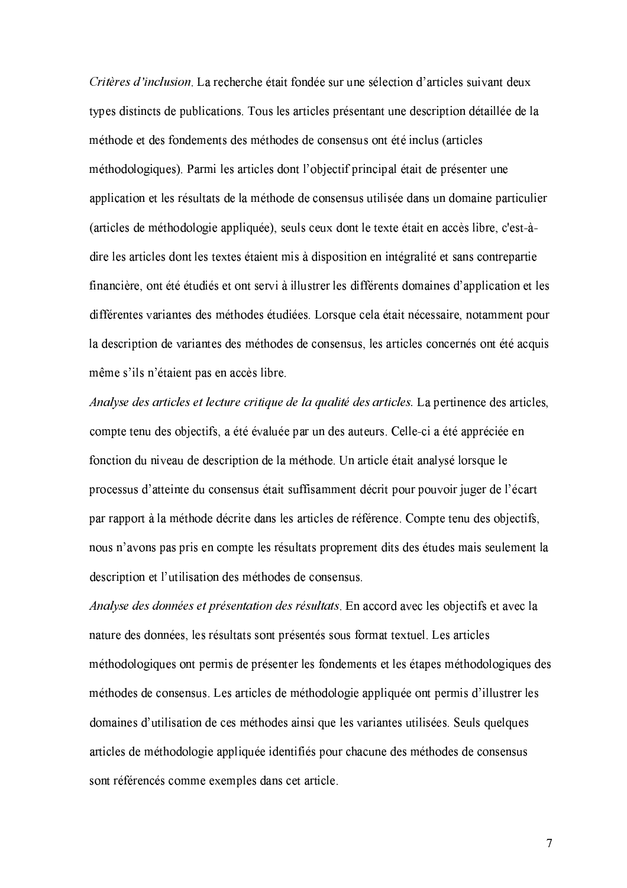*Critères d'inclusion*. La recherche était fondée sur une sélection d'articles suivant deux types distincts de publications. Tous les articles présentant une description détaillée de la méthode et des fondements des méthodes de consensus ont été inclus (articles méthodologiques). Parmi les articles dont l'objectif principal était de présenter une application et les résultats de la méthode de consensus utilisée dans un domaine particulier (articles de méthodologie appliquée), seuls ceux dont le texte était en accès libre, c'est-à-dire les articles dont les textes étaient mis à disposition en intégralité et sans contrepartie financière, ont été étudiés et ont servi à illustrer les différents domaines d'application et les différentes variantes des méthodes étudiées. Lorsque cela était nécessaire, notamment pour la description de variantes des méthodes de consensus, les articles concernés ont été acquis même s'ils n'étaient pas en accès libre.

*Analyse des articles et lecture critique de la qualité des articles.* La pertinence des articles, compte tenu des objectifs, a été évaluée par un des auteurs. Celle-ci a été appréciée en fonction du niveau de description de la méthode. Un article était analysé lorsque le processus d'atteinte du consensus était suffisamment décrit pour pouvoir juger de l'écart par rapport à la méthode décrite dans les articles de référence. Compte tenu des objectifs, nous n'avons pas pris en compte les résultats proprement dits des études mais seulement la description et l'utilisation des méthodes de consensus.

*Analyse des données et présentation des résultats*. En accord avec les objectifs et avec la nature des données, les résultats sont présentés sous format textuel. Les articles méthodologiques ont permis de présenter les fondements et les étapes méthodologiques des méthodes de consensus. Les articles de méthodologie appliquée ont permis d'illustrer les domaines d'utilisation de ces méthodes ainsi que les variantes utilisées. Seuls quelques articles de méthodologie appliquée identifiés pour chacune des méthodes de consensus sont référencés comme exemples dans cet article.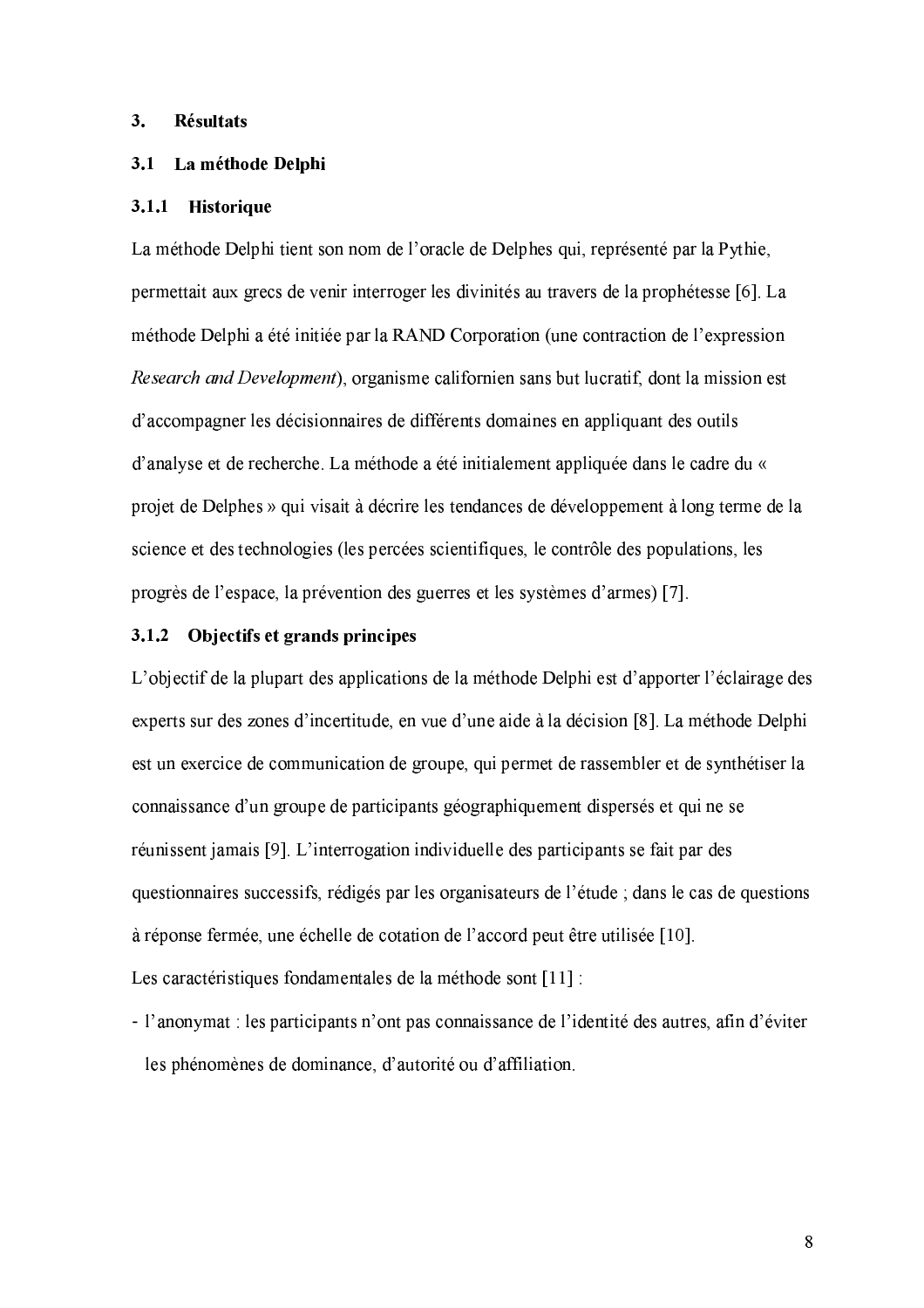# 3. Résultats

## 3.1 La méthode Delphi

### 3.1.1 Historique

La méthode Delphi tient son nom de l'oracle de Delphes qui, représenté par la Pythie, permettait aux grecs de venir interroger les divinités au travers de la prophétesse [6]. La méthode Delphi a été initiée par la RAND Corporation (une contraction de l'expression *Research and Development*), organisme californien sans but lucratif, dont la mission est d'accompagner les décisionnaires de différents domaines en appliquant des outils d'analyse et de recherche. La méthode a été initialement appliquée dans le cadre du « projet de Delphes » qui visait à décrire les tendances de développement à long terme de la science et des technologies (les percées scientifiques, le contrôle des populations, les progrès de l'espace, la prévention des guerres et les systèmes d'armes) [7].

### 3.1.2 Objectifs et grands principes

L'objectif de la plupart des applications de la méthode Delphi est d'apporter l'éclairage des experts sur des zones d'incertitude, en vue d'une aide à la décision [8]. La méthode Delphi est un exercice de communication de groupe, qui permet de rassembler et de synthétiser la connaissance d'un groupe de participants géographiquement dispersés et qui ne se réunissent jamais [9]. L'interrogation individuelle des participants se fait par des questionnaires successifs, rédigés par les organisateurs de l'étude ; dans le cas de questions à réponse fermée, une échelle de cotation de l'accord peut être utilisée [10].

Les caractéristiques fondamentales de la méthode sont [11] :

- l'anonymat : les participants n'ont pas connaissance de l'identité des autres, afin d'éviter les phénomènes de dominance, d'autorité ou d'affiliation.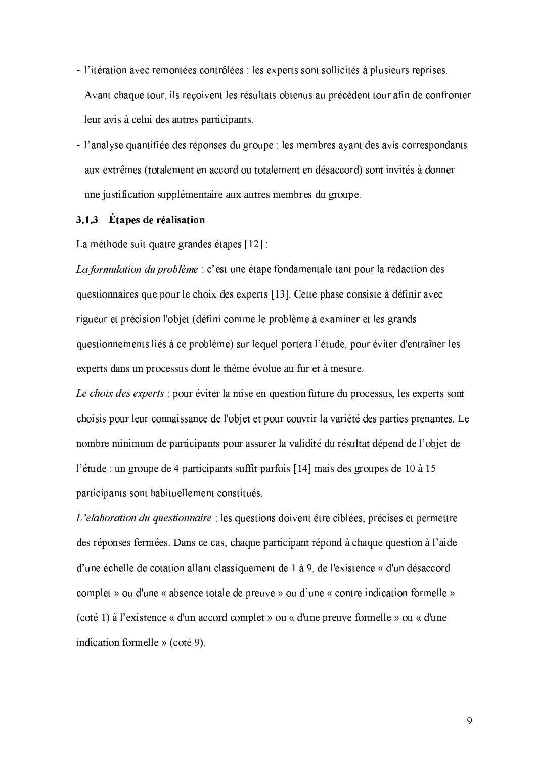- l'itération avec remontées contrôlées : les experts sont sollicités à plusieurs reprises. Avant chaque tour, ils reçoivent les résultats obtenus au précédent tour afin de confronter leur avis à celui des autres participants.
- l'analyse quantifiée des réponses du groupe : les membres ayant des avis correspondants aux extrêmes (totalement en accord ou totalement en désaccord) sont invités à donner une justification supplémentaire aux autres membres du groupe.

### 3.1.3 Étapes de réalisation

La méthode suit quatre grandes étapes [12] :

*La formulation du problème* : c'est une étape fondamentale tant pour la rédaction des questionnaires que pour le choix des experts [13]. Cette phase consiste à définir avec rigueur et précision l'objet (défini comme le problème à examiner et les grands questionnements liés à ce problème) sur lequel portera l'étude, pour éviter d'entraîner les experts dans un processus dont le thème évolue au fur et à mesure.

*Le choix des experts* : pour éviter la mise en question future du processus, les experts sont choisis pour leur connaissance de l'objet et pour couvrir la variété des parties prenantes. Le nombre minimum de participants pour assurer la validité du résultat dépend de l'objet de l'étude : un groupe de 4 participants suffit parfois [14] mais des groupes de 10 à 15 participants sont habituellement constitués.

*L'élaboration du questionnaire* : les questions doivent être ciblées, précises et permettre des réponses fermées. Dans ce cas, chaque participant répond à chaque question à l'aide d'une échelle de cotation allant classiquement de 1 à 9, de l'existence « d'un désaccord complet » ou d'une « absence totale de preuve » ou d'une « contre indication formelle » (coté 1) à l'existence « d'un accord complet » ou « d'une preuve formelle » ou « d'une indication formelle » (coté 9).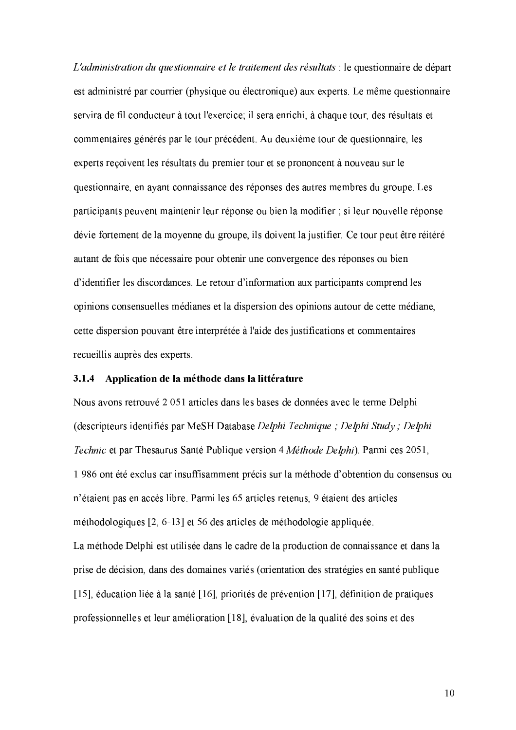*L'administration du questionnaire et le traitement des résultats* : le questionnaire de départ est administré par courrier (physique ou électronique) aux experts. Le même questionnaire servira de fil conducteur à tout l'exercice; il sera enrichi, à chaque tour, des résultats et commentaires générés par le tour précédent. Au deuxième tour de questionnaire, les experts reçoivent les résultats du premier tour et se prononcent à nouveau sur le questionnaire, en ayant connaissance des réponses des autres membres du groupe. Les participants peuvent maintenir leur réponse ou bien la modifier ; si leur nouvelle réponse dévie fortement de la moyenne du groupe, ils doivent la justifier. Ce tour peut être réitéré autant de fois que nécessaire pour obtenir une convergence des réponses ou bien d'identifier les discordances. Le retour d'information aux participants comprend les opinions consensuelles médianes et la dispersion des opinions autour de cette médiane, cette dispersion pouvant être interprétée à l'aide des justifications et commentaires recueillis auprès des experts.

### 3.1.4 Application de la méthode dans la littérature

Nous avons retrouvé 2 051 articles dans les bases de données avec le terme Delphi (descripteurs identifiés par MeSH Database *Delphi Technique ; Delphi Study ; Delphi Technic* et par Thesaurus Santé Publique version 4 *Méthode Delphi*). Parmi ces 2051, 1 986 ont été exclus car insuffisamment précis sur la méthode d'obtention du consensus ou n'étaient pas en accès libre. Parmi les 65 articles retenus, 9 étaient des articles méthodologiques [2, 6-13] et 56 des articles de méthodologie appliquée.

La méthode Delphi est utilisée dans le cadre de la production de connaissance et dans la prise de décision, dans des domaines variés (orientation des stratégies en santé publique [15], éducation liée à la santé [16], priorités de prévention [17], définition de pratiques professionnelles et leur amélioration [18], évaluation de la qualité des soins et des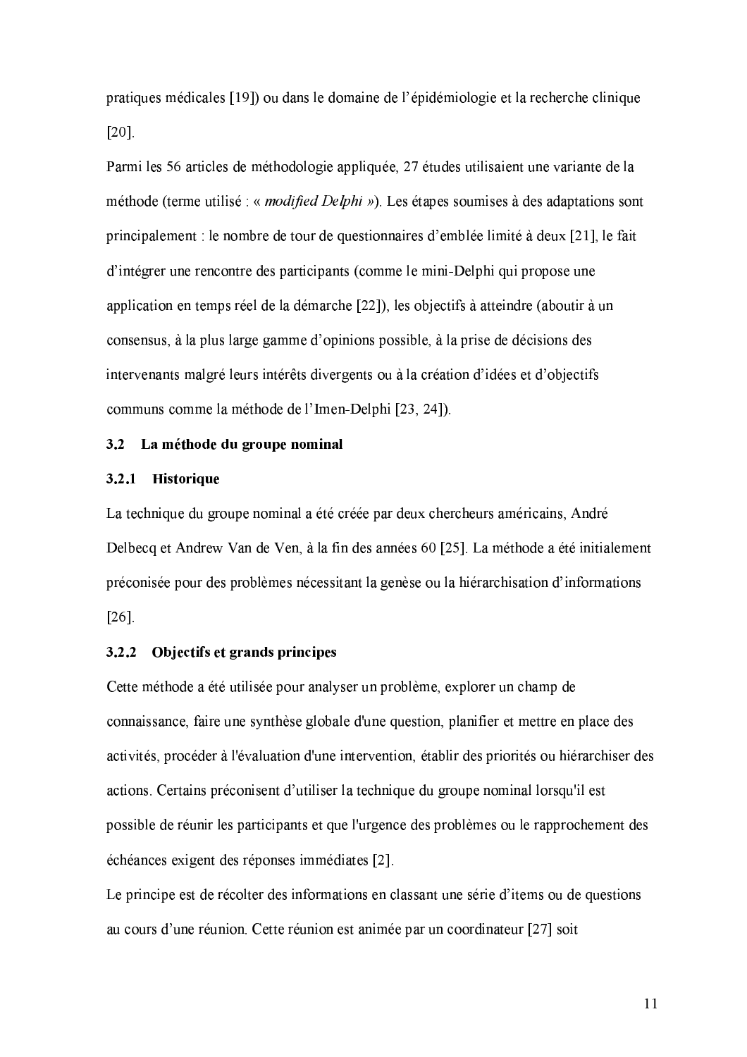pratiques médicales [19]) ou dans le domaine de l'épidémiologie et la recherche clinique [20].

Parmi les 56 articles de méthodologie appliquée, 27 études utilisaient une variante de la méthode (terme utilisé : « *modified Delphi* »). Les étapes soumises à des adaptations sont principalement : le nombre de tour de questionnaires d'emblée limité à deux [21], le fait d'intégrer une rencontre des participants (comme le mini-Delphi qui propose une application en temps réel de la démarche [22]), les objectifs à atteindre (aboutir à un consensus, à la plus large gamme d'opinions possible, à la prise de décisions des intervenants malgré leurs intérêts divergents ou à la création d'idées et d'objectifs communs comme la méthode de l'Imen-Delphi [23, 24]).

## 3.2 La méthode du groupe nominal

### 3.2.1 Historique

La technique du groupe nominal a été créée par deux chercheurs américains, André Delbecq et Andrew Van de Ven, à la fin des années 60 [25]. La méthode a été initialement préconisée pour des problèmes nécessitant la genèse ou la hiérarchisation d'informations [26].

### 3.2.2 Objectifs et grands principes

Cette méthode a été utilisée pour analyser un problème, explorer un champ de connaissance, faire une synthèse globale d'une question, planifier et mettre en place des activités, procéder à l'évaluation d'une intervention, établir des priorités ou hiérarchiser des actions. Certains préconisent d'utiliser la technique du groupe nominal lorsqu'il est possible de réunir les participants et que l'urgence des problèmes ou le rapprochement des échéances exigent des réponses immédiates [2].

Le principe est de récolter des informations en classant une série d'items ou de questions au cours d'une réunion. Cette réunion est animée par un coordinateur [27] soit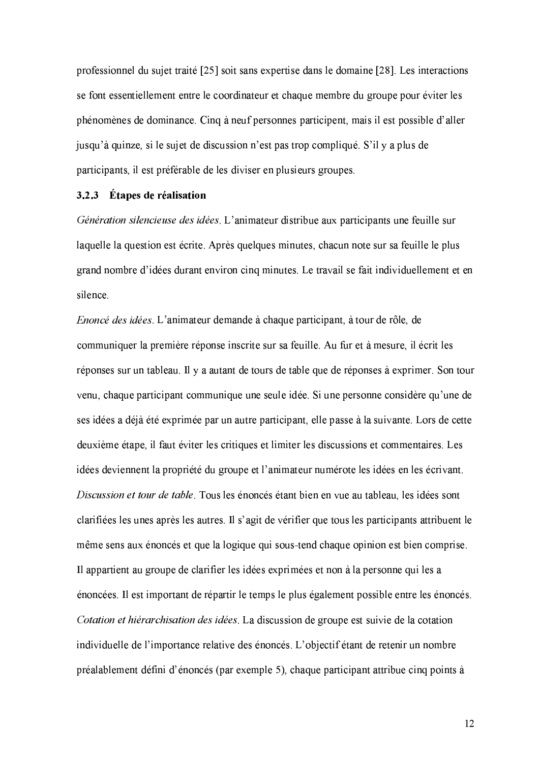professionnel du sujet traité [25] soit sans expertise dans le domaine [28]. Les interactions se font essentiellement entre le coordinateur et chaque membre du groupe pour éviter les phénomènes de dominance. Cinq à neuf personnes participent, mais il est possible d'aller jusqu'à quinze, si le sujet de discussion n'est pas trop compliqué. S'il y a plus de participants, il est préférable de les diviser en plusieurs groupes.

### 3.2.3 Étapes de réalisation

*Génération silencieuse des idées*. L'animateur distribue aux participants une feuille sur laquelle la question est écrite. Après quelques minutes, chacun note sur sa feuille le plus grand nombre d'idées durant environ cinq minutes. Le travail se fait individuellement et en silence.

*Enoncé des idées*. L'animateur demande à chaque participant, à tour de rôle, de communiquer la première réponse inscrite sur sa feuille. Au fur et à mesure, il écrit les réponses sur un tableau. Il y a autant de tours de table que de réponses à exprimer. Son tour venu, chaque participant communique une seule idée. Si une personne considère qu'une de ses idées a déjà été exprimée par un autre participant, elle passe à la suivante. Lors de cette deuxième étape, il faut éviter les critiques et limiter les discussions et commentaires. Les idées deviennent la propriété du groupe et l'animateur numérote les idées en les écrivant.

*Discussion et tour de table*. Tous les énoncés étant bien en vue au tableau, les idées sont clarifiées les unes après les autres. Il s'agit de vérifier que tous les participants attribuent le même sens aux énoncés et que la logique qui sous-tend chaque opinion est bien comprise. Il appartient au groupe de clarifier les idées exprimées et non à la personne qui les a énoncées. Il est important de répartir le temps le plus également possible entre les énoncés.

*Cotation et hiérarchisation des idées*. La discussion de groupe est suivie de la cotation individuelle de l'importance relative des énoncés. L'objectif étant de retenir un nombre préalablement défini d'énoncés (par exemple 5), chaque participant attribue cinq points à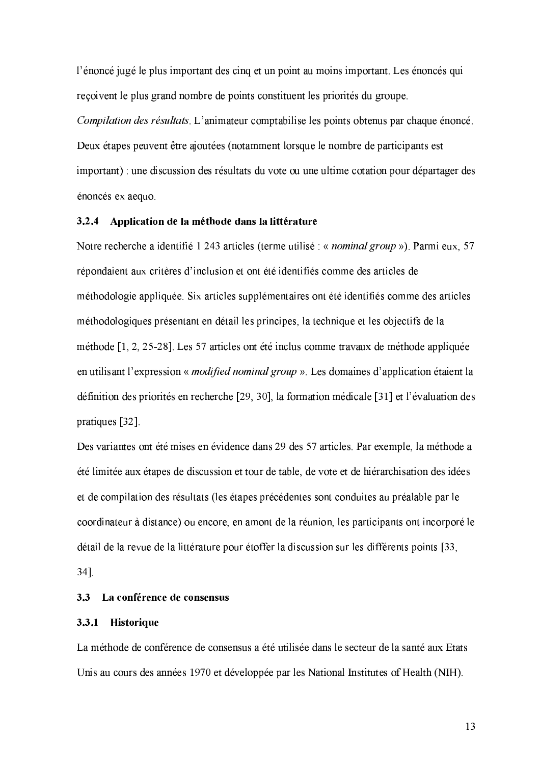l'énoncé jugé le plus important des cinq et un point au moins important. Les énoncés qui reçoivent le plus grand nombre de points constituent les priorités du groupe.

*Compilation des résultats*. L'animateur comptabilise les points obtenus par chaque énoncé. Deux étapes peuvent être ajoutées (notamment lorsque le nombre de participants est important) : une discussion des résultats du vote ou une ultime cotation pour départager des énoncés ex aequo.

### 3.2.4 Application de la méthode dans la littérature

Notre recherche a identifié 1 243 articles (terme utilisé : « *nominal group* »). Parmi eux, 57 répondaient aux critères d'inclusion et ont été identifiés comme des articles de méthodologie appliquée. Six articles supplémentaires ont été identifiés comme des articles méthodologiques présentant en détail les principes, la technique et les objectifs de la méthode [1, 2, 25-28]. Les 57 articles ont été inclus comme travaux de méthode appliquée en utilisant l'expression « *modified nominal group* ». Les domaines d'application étaient la définition des priorités en recherche [29, 30], la formation médicale [31] et l'évaluation des pratiques [32].

Des variantes ont été mises en évidence dans 29 des 57 articles. Par exemple, la méthode a été limitée aux étapes de discussion et tour de table, de vote et de hiérarchisation des idées et de compilation des résultats (les étapes précédentes sont conduites au préalable par le coordinateur à distance) ou encore, en amont de la réunion, les participants ont incorporé le détail de la revue de la littérature pour étoffer la discussion sur les différents points [33, 34].

## 3.3 La conférence de consensus

### 3.3.1 Historique

La méthode de conférence de consensus a été utilisée dans le secteur de la santé aux Etats Unis au cours des années 1970 et développée par les National Institutes of Health (NIH).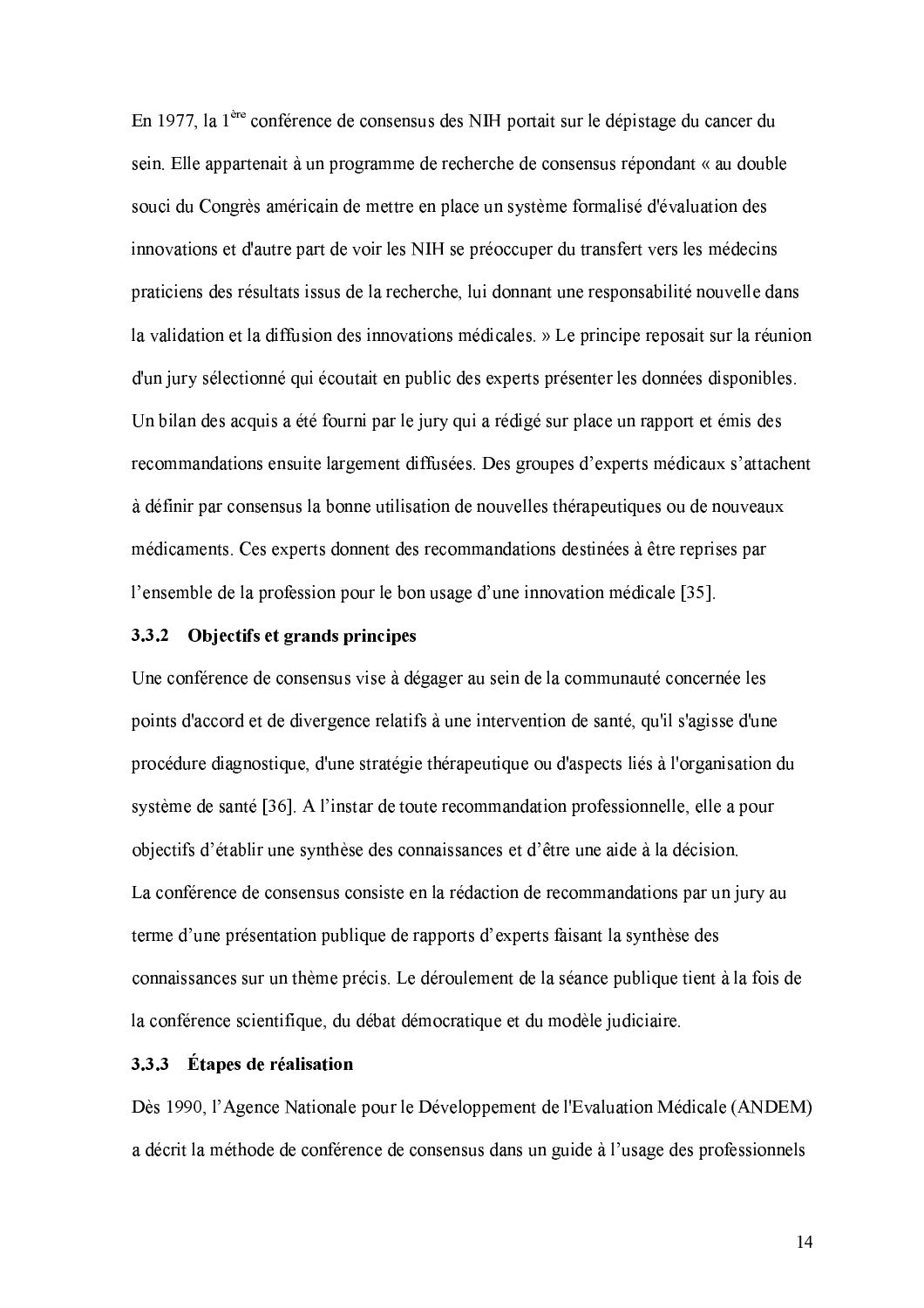En 1977, la 1ère conférence de consensus des NIH portait sur le dépistage du cancer du sein. Elle appartenait à un programme de recherche de consensus répondant « au double souci du Congrès américain de mettre en place un système formalisé d'évaluation des innovations et d'autre part de voir les NIH se préoccuper du transfert vers les médecins praticiens des résultats issus de la recherche, lui donnant une responsabilité nouvelle dans la validation et la diffusion des innovations médicales. » Le principe reposait sur la réunion d'un jury sélectionné qui écoutait en public des experts présenter les données disponibles. Un bilan des acquis a été fourni par le jury qui a rédigé sur place un rapport et émis des recommandations ensuite largement diffusées. Des groupes d'experts médicaux s'attachent à définir par consensus la bonne utilisation de nouvelles thérapeutiques ou de nouveaux médicaments. Ces experts donnent des recommandations destinées à être reprises par l'ensemble de la profession pour le bon usage d'une innovation médicale [35].

### 3.3.2 Objectifs et grands principes

Une conférence de consensus vise à dégager au sein de la communauté concernée les points d'accord et de divergence relatifs à une intervention de santé, qu'il s'agisse d'une procédure diagnostique, d'une stratégie thérapeutique ou d'aspects liés à l'organisation du système de santé [36]. A l'instar de toute recommandation professionnelle, elle a pour objectifs d'établir une synthèse des connaissances et d'être une aide à la décision.

La conférence de consensus consiste en la rédaction de recommandations par un jury au terme d'une présentation publique de rapports d'experts faisant la synthèse des connaissances sur un thème précis. Le déroulement de la séance publique tient à la fois de la conférence scientifique, du débat démocratique et du modèle judiciaire.

### 3.3.3 Étapes de réalisation

Dès 1990, l'Agence Nationale pour le Développement de l'Evaluation Médicale (ANDEM) a décrit la méthode de conférence de consensus dans un guide à l'usage des professionnels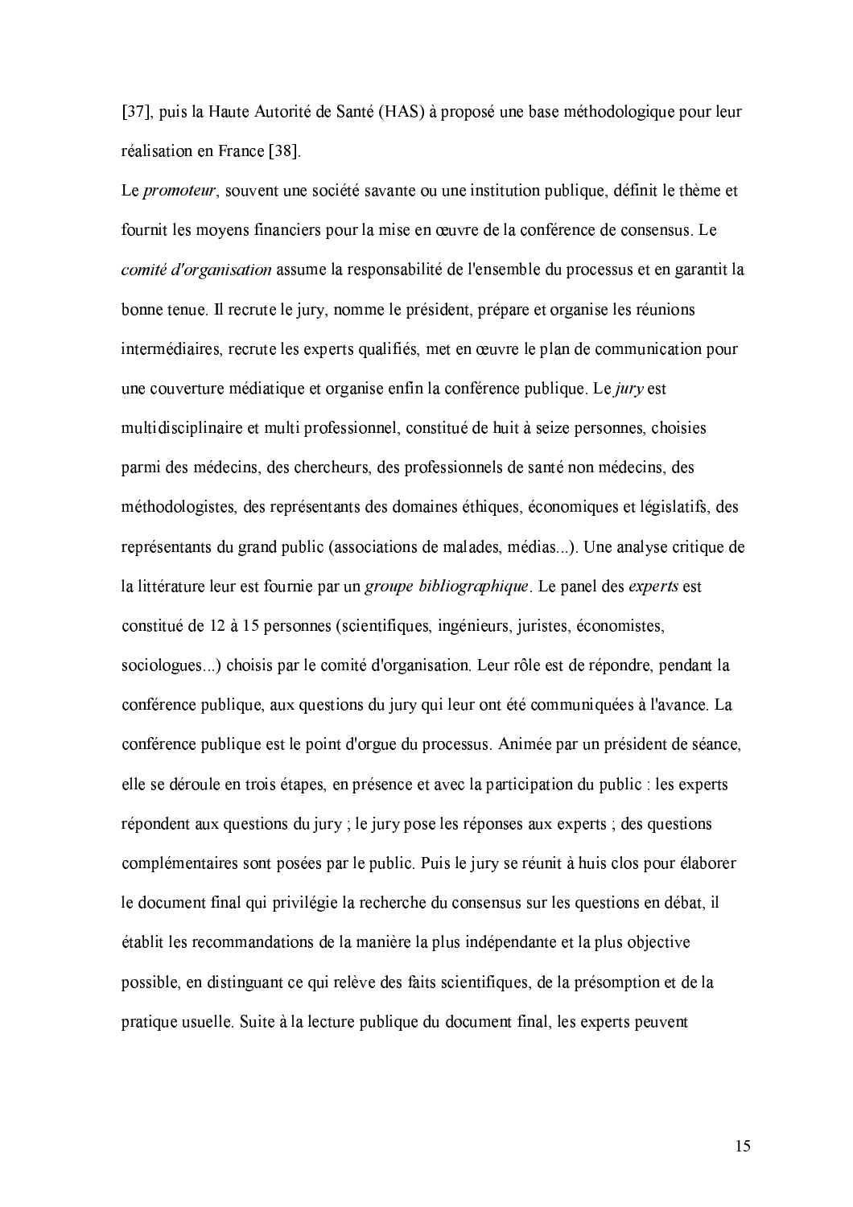[37], puis la Haute Autorité de Santé (HAS) à proposé une base méthodologique pour leur réalisation en France [38].

Le *promoteur*, souvent une société savante ou une institution publique, définit le thème et fournit les moyens financiers pour la mise en œuvre de la conférence de consensus. Le *comité d'organisation* assume la responsabilité de l'ensemble du processus et en garantit la bonne tenue. Il recrute le jury, nomme le président, prépare et organise les réunions intermédiaires, recrute les experts qualifiés, met en œuvre le plan de communication pour une couverture médiatique et organise enfin la conférence publique. Le *jury* est multidisciplinaire et multi professionnel, constitué de huit à seize personnes, choisies parmi des médecins, des chercheurs, des professionnels de santé non médecins, des méthodologistes, des représentants des domaines éthiques, économiques et législatifs, des représentants du grand public (associations de malades, médias...). Une analyse critique de la littérature leur est fournie par un *groupe bibliographique*. Le panel des *experts* est constitué de 12 à 15 personnes (scientifiques, ingénieurs, juristes, économistes, sociologues...) choisis par le comité d'organisation. Leur rôle est de répondre, pendant la conférence publique, aux questions du jury qui leur ont été communiquées à l'avance. La conférence publique est le point d'orgue du processus. Animée par un président de séance, elle se déroule en trois étapes, en présence et avec la participation du public : les experts répondent aux questions du jury ; le jury pose les réponses aux experts ; des questions complémentaires sont posées par le public. Puis le jury se réunit à huis clos pour élaborer le document final qui privilégie la recherche du consensus sur les questions en débat, il établit les recommandations de la manière la plus indépendante et la plus objective possible, en distinguant ce qui relève des faits scientifiques, de la présomption et de la pratique usuelle. Suite à la lecture publique du document final, les experts peuvent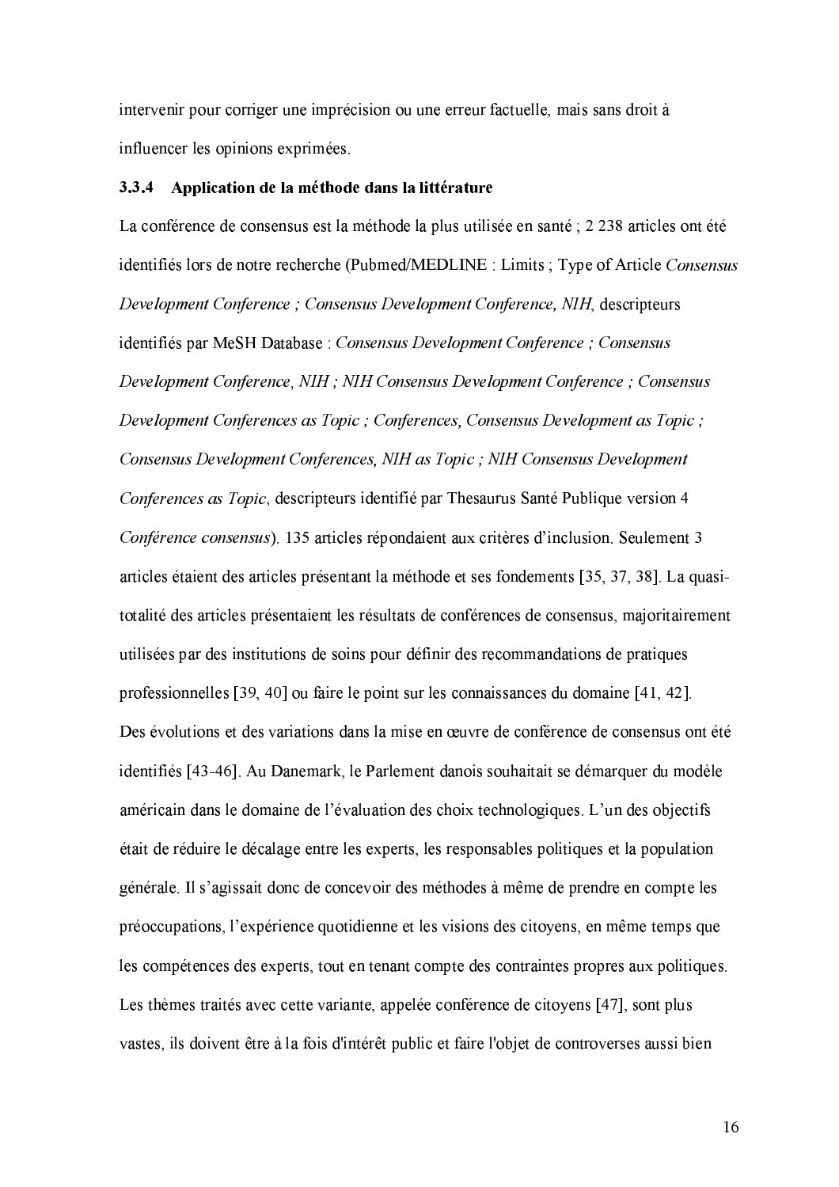intervenir pour corriger une imprécision ou une erreur factuelle, mais sans droit à influencer les opinions exprimées.

### 3.3.4 Application de la méthode dans la littérature

La conférence de consensus est la méthode la plus utilisée en santé ; 2 238 articles ont été identifiés lors de notre recherche (Pubmed/MEDLINE : Limits ; Type of Article *Consensus Development Conference ; Consensus Development Conference, NIH*, descripteurs identifiés par MeSH Database : *Consensus Development Conference ; Consensus Development Conference, NIH ; NIH Consensus Development Conference ; Consensus Development Conferences as Topic ; Conferences, Consensus Development as Topic ; Consensus Development Conferences, NIH as Topic ; NIH Consensus Development Conferences as Topic*, descripteurs identifié par Thesaurus Santé Publique version 4 *Conférence consensus*). 135 articles répondaient aux critères d'inclusion. Seulement 3 articles étaient des articles présentant la méthode et ses fondements [35, 37, 38]. La quasi-totalité des articles présentaient les résultats de conférences de consensus, majoritairement utilisées par des institutions de soins pour définir des recommandations de pratiques professionnelles [39, 40] ou faire le point sur les connaissances du domaine [41, 42].

Des évolutions et des variations dans la mise en œuvre de conférence de consensus ont été identifiés [43-46]. Au Danemark, le Parlement danois souhaitait se démarquer du modèle américain dans le domaine de l'évaluation des choix technologiques. L'un des objectifs était de réduire le décalage entre les experts, les responsables politiques et la population générale. Il s'agissait donc de concevoir des méthodes à même de prendre en compte les préoccupations, l'expérience quotidienne et les visions des citoyens, en même temps que les compétences des experts, tout en tenant compte des contraintes propres aux politiques. Les thèmes traités avec cette variante, appelée conférence de citoyens [47], sont plus vastes, ils doivent être à la fois d'intérêt public et faire l'objet de controverses aussi bien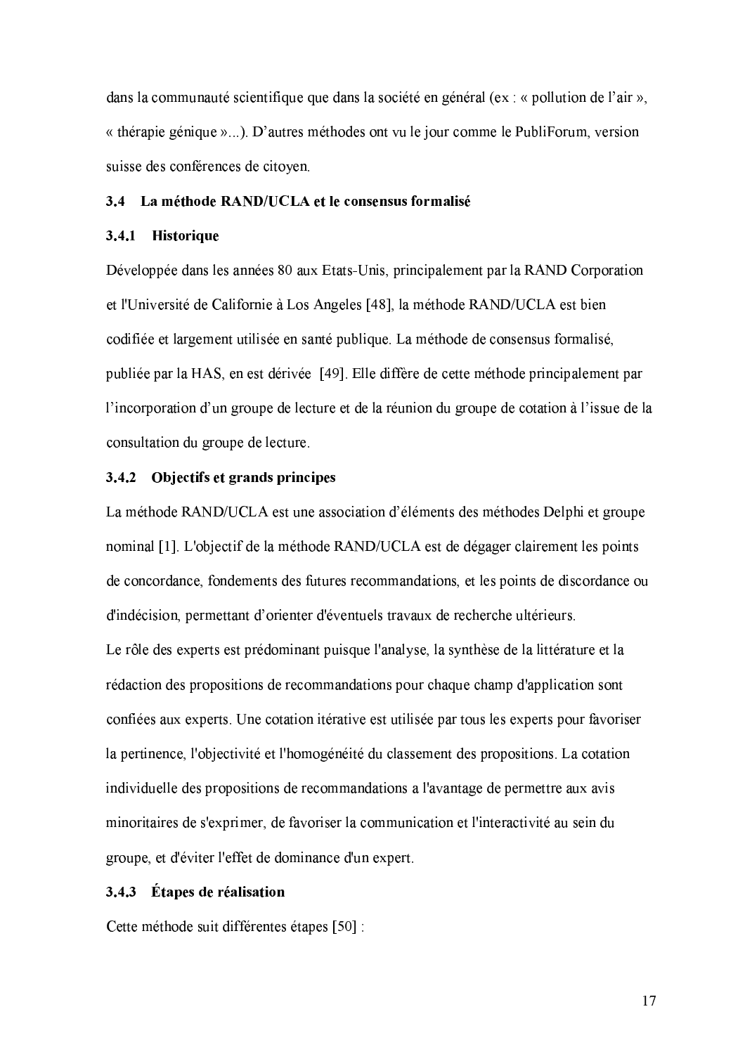dans la communauté scientifique que dans la société en général (ex : « pollution de l'air », « thérapie génique »...). D'autres méthodes ont vu le jour comme le PubliForum, version suisse des conférences de citoyen.

## 3.4 La méthode RAND/UCLA et le consensus formalisé

### 3.4.1 Historique

Développée dans les années 80 aux Etats-Unis, principalement par la RAND Corporation et l'Université de Californie à Los Angeles [48], la méthode RAND/UCLA est bien codifiée et largement utilisée en santé publique. La méthode de consensus formalisé, publiée par la HAS, en est dérivée [49]. Elle diffère de cette méthode principalement par l'incorporation d'un groupe de lecture et de la réunion du groupe de cotation à l'issue de la consultation du groupe de lecture.

### 3.4.2 Objectifs et grands principes

La méthode RAND/UCLA est une association d'éléments des méthodes Delphi et groupe nominal [1]. L'objectif de la méthode RAND/UCLA est de dégager clairement les points de concordance, fondements des futures recommandations, et les points de discordance ou d'indécision, permettant d'orienter d'éventuels travaux de recherche ultérieurs.

Le rôle des experts est prédominant puisque l'analyse, la synthèse de la littérature et la rédaction des propositions de recommandations pour chaque champ d'application sont confiées aux experts. Une cotation itérative est utilisée par tous les experts pour favoriser la pertinence, l'objectivité et l'homogénéité du classement des propositions. La cotation individuelle des propositions de recommandations a l'avantage de permettre aux avis minoritaires de s'exprimer, de favoriser la communication et l'interactivité au sein du groupe, et d'éviter l'effet de dominance d'un expert.

### 3.4.3 Étapes de réalisation

Cette méthode suit différentes étapes [50] :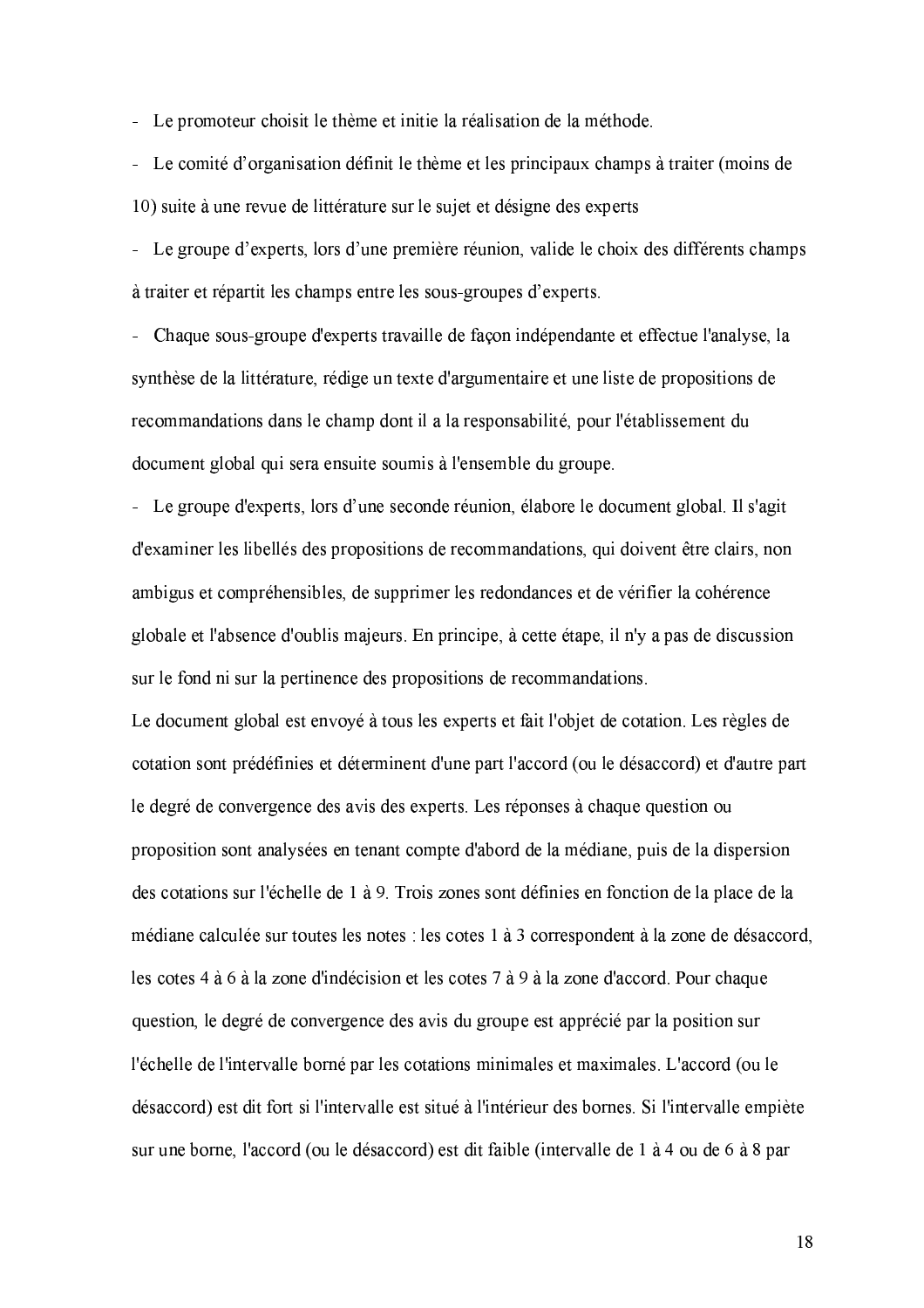- Le promoteur choisit le thème et initie la réalisation de la méthode.
- Le comité d'organisation définit le thème et les principaux champs à traiter (moins de 10) suite à une revue de littérature sur le sujet et désigne des experts
- Le groupe d'experts, lors d'une première réunion, valide le choix des différents champs à traiter et répartit les champs entre les sous-groupes d'experts.
- Chaque sous-groupe d'experts travaille de façon indépendante et effectue l'analyse, la synthèse de la littérature, rédige un texte d'argumentaire et une liste de propositions de recommandations dans le champ dont il a la responsabilité, pour l'établissement du document global qui sera ensuite soumis à l'ensemble du groupe.
- Le groupe d'experts, lors d'une seconde réunion, élabore le document global. Il s'agit d'examiner les libellés des propositions de recommandations, qui doivent être clairs, non ambigus et compréhensibles, de supprimer les redondances et de vérifier la cohérence globale et l'absence d'oublis majeurs. En principe, à cette étape, il n'y a pas de discussion sur le fond ni sur la pertinence des propositions de recommandations.

Le document global est envoyé à tous les experts et fait l'objet de cotation. Les règles de cotation sont prédéfinies et déterminent d'une part l'accord (ou le désaccord) et d'autre part le degré de convergence des avis des experts. Les réponses à chaque question ou proposition sont analysées en tenant compte d'abord de la médiane, puis de la dispersion des cotations sur l'échelle de 1 à 9. Trois zones sont définies en fonction de la place de la médiane calculée sur toutes les notes : les cotes 1 à 3 correspondent à la zone de désaccord, les cotes 4 à 6 à la zone d'indécision et les cotes 7 à 9 à la zone d'accord. Pour chaque question, le degré de convergence des avis du groupe est apprécié par la position sur l'échelle de l'intervalle borné par les cotations minimales et maximales. L'accord (ou le désaccord) est dit fort si l'intervalle est situé à l'intérieur des bornes. Si l'intervalle empiète sur une borne, l'accord (ou le désaccord) est dit faible (intervalle de 1 à 4 ou de 6 à 8 par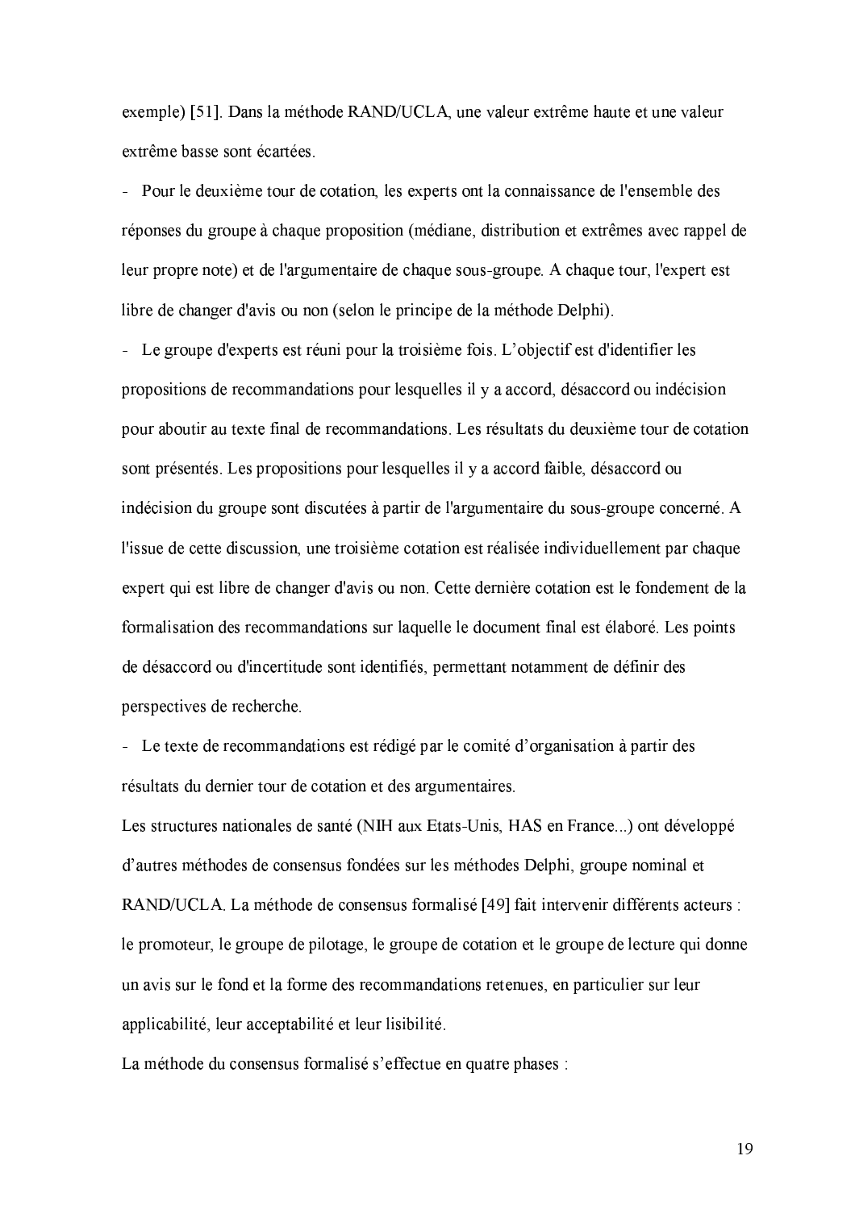exemple) [51]. Dans la méthode RAND/UCLA, une valeur extrême haute et une valeur extrême basse sont écartées.

- Pour le deuxième tour de cotation, les experts ont la connaissance de l'ensemble des réponses du groupe à chaque proposition (médiane, distribution et extrêmes avec rappel de leur propre note) et de l'argumentaire de chaque sous-groupe. A chaque tour, l'expert est libre de changer d'avis ou non (selon le principe de la méthode Delphi).
- Le groupe d'experts est réuni pour la troisième fois. L'objectif est d'identifier les propositions de recommandations pour lesquelles il y a accord, désaccord ou indécision pour aboutir au texte final de recommandations. Les résultats du deuxième tour de cotation sont présentés. Les propositions pour lesquelles il y a accord faible, désaccord ou indécision du groupe sont discutées à partir de l'argumentaire du sous-groupe concerné. A l'issue de cette discussion, une troisième cotation est réalisée individuellement par chaque expert qui est libre de changer d'avis ou non. Cette dernière cotation est le fondement de la formalisation des recommandations sur laquelle le document final est élaboré. Les points de désaccord ou d'incertitude sont identifiés, permettant notamment de définir des perspectives de recherche.
- Le texte de recommandations est rédigé par le comité d'organisation à partir des résultats du dernier tour de cotation et des argumentaires.

Les structures nationales de santé (NIH aux Etats-Unis, HAS en France...) ont développé d'autres méthodes de consensus fondées sur les méthodes Delphi, groupe nominal et RAND/UCLA. La méthode de consensus formalisé [49] fait intervenir différents acteurs : le promoteur, le groupe de pilotage, le groupe de cotation et le groupe de lecture qui donne un avis sur le fond et la forme des recommandations retenues, en particulier sur leur applicabilité, leur acceptabilité et leur lisibilité.

La méthode du consensus formalisé s'effectue en quatre phases :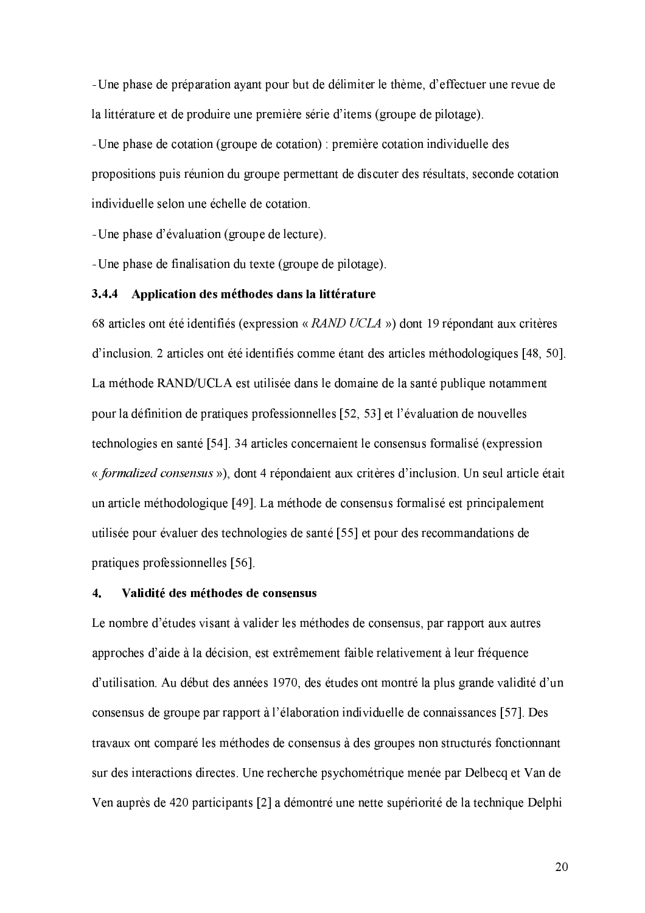- Une phase de préparation ayant pour but de délimiter le thème, d'effectuer une revue de la littérature et de produire une première série d'items (groupe de pilotage).
- Une phase de cotation (groupe de cotation) : première cotation individuelle des propositions puis réunion du groupe permettant de discuter des résultats, seconde cotation individuelle selon une échelle de cotation.
- Une phase d'évaluation (groupe de lecture).
- Une phase de finalisation du texte (groupe de pilotage).

### 3.4.4 Application des méthodes dans la littérature

68 articles ont été identifiés (expression « *RAND UCLA* ») dont 19 répondant aux critères d'inclusion. 2 articles ont été identifiés comme étant des articles méthodologiques [48, 50]. La méthode RAND/UCLA est utilisée dans le domaine de la santé publique notamment pour la définition de pratiques professionnelles [52, 53] et l'évaluation de nouvelles technologies en santé [54]. 34 articles concernaient le consensus formalisé (expression « *formalized consensus* »), dont 4 répondaient aux critères d'inclusion. Un seul article était un article méthodologique [49]. La méthode de consensus formalisé est principalement utilisée pour évaluer des technologies de santé [55] et pour des recommandations de pratiques professionnelles [56].

## 4. Validité des méthodes de consensus

Le nombre d'études visant à valider les méthodes de consensus, par rapport aux autres approches d'aide à la décision, est extrêmement faible relativement à leur fréquence d'utilisation. Au début des années 1970, des études ont montré la plus grande validité d'un consensus de groupe par rapport à l'élaboration individuelle de connaissances [57]. Des travaux ont comparé les méthodes de consensus à des groupes non structurés fonctionnant sur des interactions directes. Une recherche psychométrique menée par Delbecq et Van de Ven auprès de 420 participants [2] a démontré une nette supériorité de la technique Delphi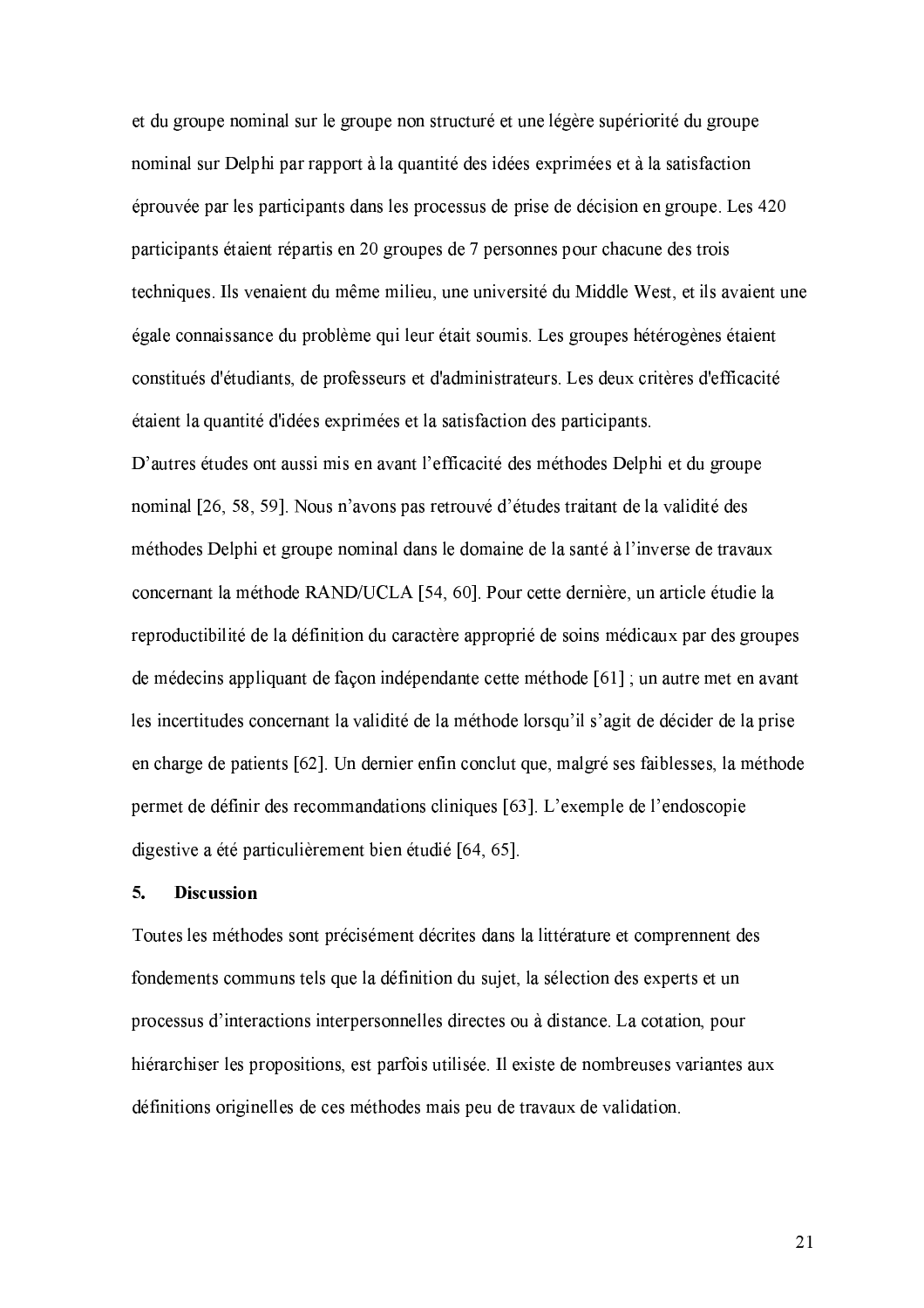et du groupe nominal sur le groupe non structuré et une légère supériorité du groupe nominal sur Delphi par rapport à la quantité des idées exprimées et à la satisfaction éprouvée par les participants dans les processus de prise de décision en groupe. Les 420 participants étaient répartis en 20 groupes de 7 personnes pour chacune des trois techniques. Ils venaient du même milieu, une université du Middle West, et ils avaient une égale connaissance du problème qui leur était soumis. Les groupes hétérogènes étaient constitués d'étudiants, de professeurs et d'administrateurs. Les deux critères d'efficacité étaient la quantité d'idées exprimées et la satisfaction des participants.

D'autres études ont aussi mis en avant l'efficacité des méthodes Delphi et du groupe nominal [26, 58, 59]. Nous n'avons pas retrouvé d'études traitant de la validité des méthodes Delphi et groupe nominal dans le domaine de la santé à l'inverse de travaux concernant la méthode RAND/UCLA [54, 60]. Pour cette dernière, un article étudie la reproductibilité de la définition du caractère approprié de soins médicaux par des groupes de médecins appliquant de façon indépendante cette méthode [61] ; un autre met en avant les incertitudes concernant la validité de la méthode lorsqu'il s'agit de décider de la prise en charge de patients [62]. Un dernier enfin conclut que, malgré ses faiblesses, la méthode permet de définir des recommandations cliniques [63]. L'exemple de l'endoscopie digestive a été particulièrement bien étudié [64, 65].

## 5. Discussion

Toutes les méthodes sont précisément décrites dans la littérature et comprennent des fondements communs tels que la définition du sujet, la sélection des experts et un processus d'interactions interpersonnelles directes ou à distance. La cotation, pour hiérarchiser les propositions, est parfois utilisée. Il existe de nombreuses variantes aux définitions originelles de ces méthodes mais peu de travaux de validation.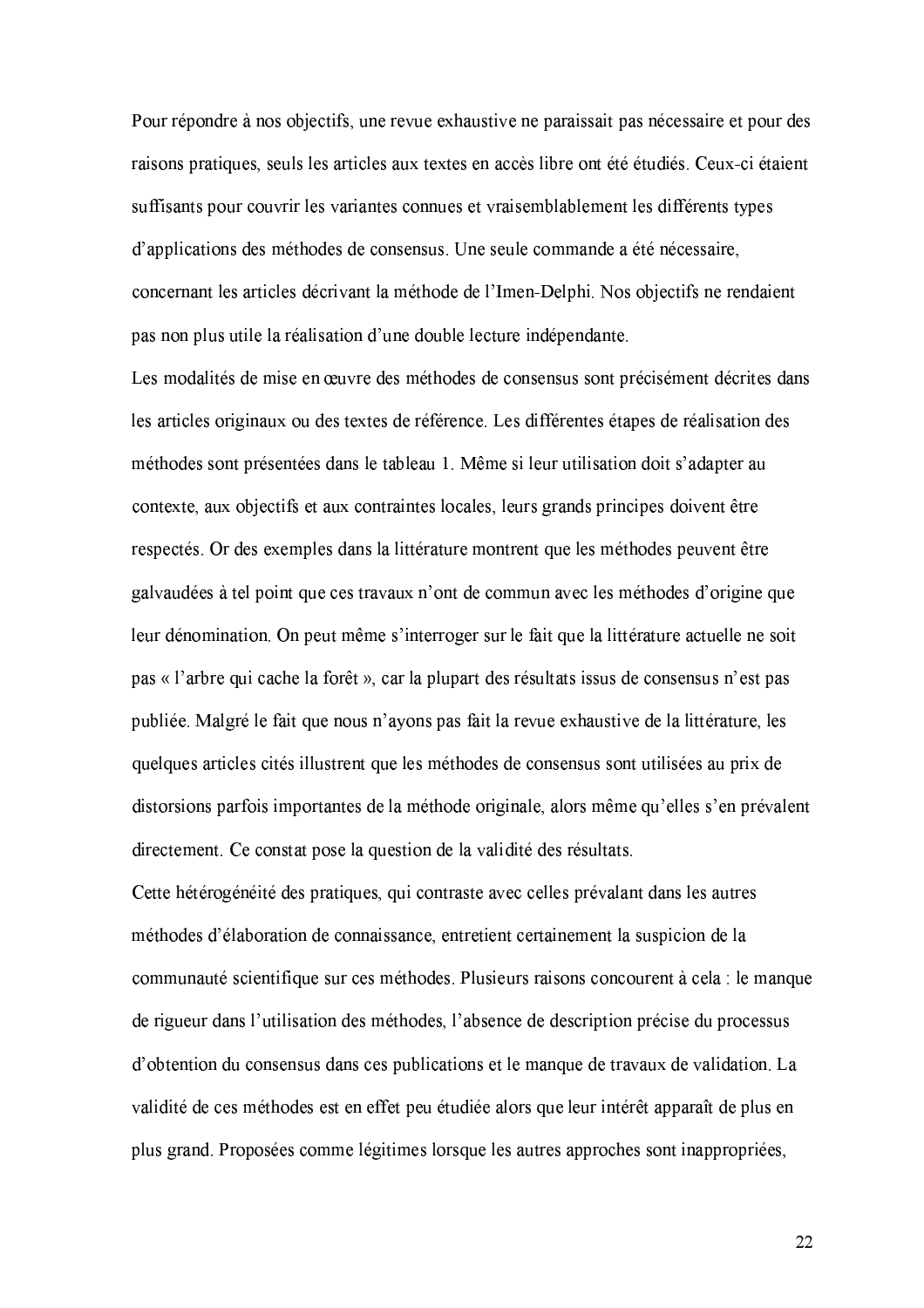Pour répondre à nos objectifs, une revue exhaustive ne paraissait pas nécessaire et pour des raisons pratiques, seuls les articles aux textes en accès libre ont été étudiés. Ceux-ci étaient suffisants pour couvrir les variantes connues et vraisemblablement les différents types d'applications des méthodes de consensus. Une seule commande a été nécessaire, concernant les articles décrivant la méthode de l'Imen-Delphi. Nos objectifs ne rendaient pas non plus utile la réalisation d'une double lecture indépendante.

Les modalités de mise en œuvre des méthodes de consensus sont précisément décrites dans les articles originaux ou des textes de référence. Les différentes étapes de réalisation des méthodes sont présentées dans le tableau 1. Même si leur utilisation doit s'adapter au contexte, aux objectifs et aux contraintes locales, leurs grands principes doivent être respectés. Or des exemples dans la littérature montrent que les méthodes peuvent être galvaudées à tel point que ces travaux n'ont de commun avec les méthodes d'origine que leur dénomination. On peut même s'interroger sur le fait que la littérature actuelle ne soit pas « l'arbre qui cache la forêt », car la plupart des résultats issus de consensus n'est pas publiée. Malgré le fait que nous n'ayons pas fait la revue exhaustive de la littérature, les quelques articles cités illustrent que les méthodes de consensus sont utilisées au prix de distorsions parfois importantes de la méthode originale, alors même qu'elles s'en prévalent directement. Ce constat pose la question de la validité des résultats.

Cette hétérogénéité des pratiques, qui contraste avec celles prévalant dans les autres méthodes d'élaboration de connaissance, entretient certainement la suspicion de la communauté scientifique sur ces méthodes. Plusieurs raisons concourent à cela : le manque de rigueur dans l'utilisation des méthodes, l'absence de description précise du processus d'obtention du consensus dans ces publications et le manque de travaux de validation. La validité de ces méthodes est en effet peu étudiée alors que leur intérêt apparaît de plus en plus grand. Proposées comme légitimes lorsque les autres approches sont inappropriées,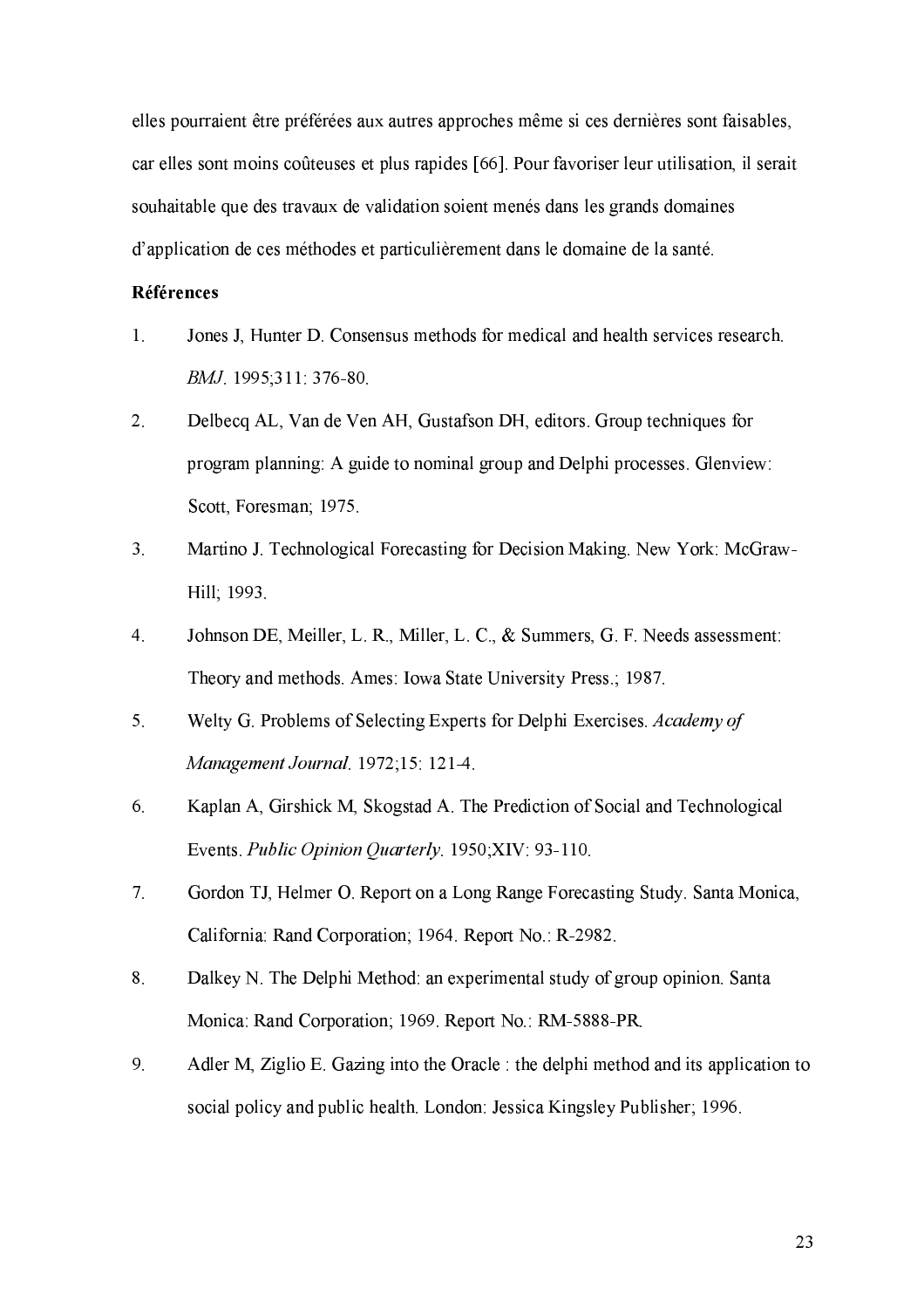elles pourraient être préférées aux autres approches même si ces dernières sont faisables, car elles sont moins coûteuses et plus rapides [66]. Pour favoriser leur utilisation, il serait souhaitable que des travaux de validation soient menés dans les grands domaines d'application de ces méthodes et particulièrement dans le domaine de la santé.

**Références**

1. Jones J, Hunter D. Consensus methods for medical and health services research. *BMJ*. 1995;311: 376-80.
2. Delbecq AL, Van de Ven AH, Gustafson DH, editors. Group techniques for program planning: A guide to nominal group and Delphi processes. Glenview: Scott, Foresman; 1975.
3. Martino J. Technological Forecasting for Decision Making. New York: McGraw-Hill; 1993.
4. Johnson DE, Meiller, L. R., Miller, L. C., & Summers, G. F. Needs assessment: Theory and methods. Ames: Iowa State University Press.; 1987.
5. Welty G. Problems of Selecting Experts for Delphi Exercises. *Academy of Management Journal*. 1972;15: 121-4.
6. Kaplan A, Girshick M, Skogstad A. The Prediction of Social and Technological Events. *Public Opinion Quarterly*. 1950;XIV: 93-110.
7. Gordon TJ, Helmer O. Report on a Long Range Forecasting Study. Santa Monica, California: Rand Corporation; 1964. Report No.: R-2982.
8. Dalkey N. The Delphi Method: an experimental study of group opinion. Santa Monica: Rand Corporation; 1969. Report No.: RM-5888-PR.
9. Adler M, Ziglio E. Gazing into the Oracle : the delphi method and its application to social policy and public health. London: Jessica Kingsley Publisher; 1996.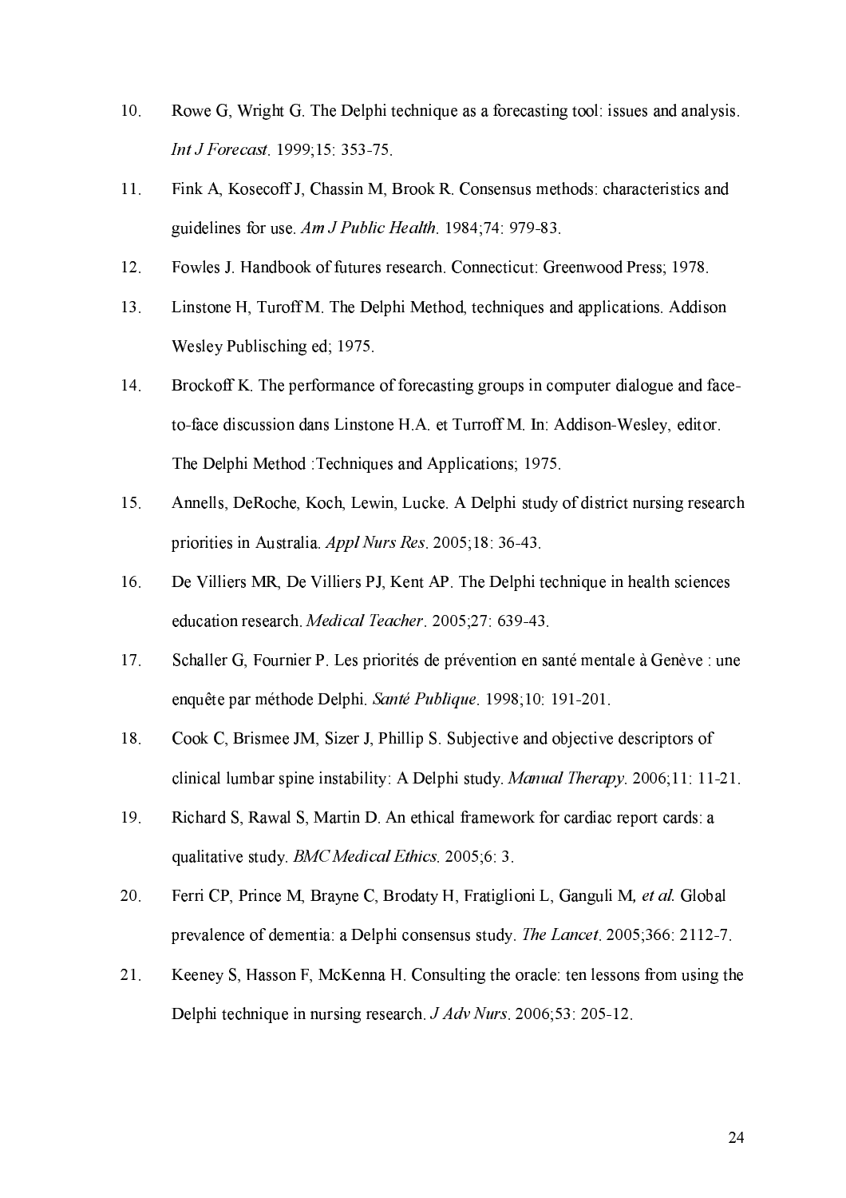10. Rowe G, Wright G. The Delphi technique as a forecasting tool: issues and analysis. *Int J Forecast*. 1999;15: 353-75.
11. Fink A, Kosecoff J, Chassin M, Brook R. Consensus methods: characteristics and guidelines for use. *Am J Public Health*. 1984;74: 979-83.
12. Fowles J. Handbook of futures research. Connecticut: Greenwood Press; 1978.
13. Linstone H, Turoff M. The Delphi Method, techniques and applications. Addison Wesley Publisching ed; 1975.
14. Brockoff K. The performance of forecasting groups in computer dialogue and face-to-face discussion dans Linstone H.A. et Turroff M. In: Addison-Wesley, editor. The Delphi Method :Techniques and Applications; 1975.
15. Annells, DeRoche, Koch, Lewin, Lucke. A Delphi study of district nursing research priorities in Australia. *Appl Nurs Res*. 2005;18: 36-43.
16. De Villiers MR, De Villiers PJ, Kent AP. The Delphi technique in health sciences education research. *Medical Teacher*. 2005;27: 639-43.
17. Schaller G, Fournier P. Les priorités de prévention en santé mentale à Genève : une enquête par méthode Delphi. *Santé Publique*. 1998;10: 191-201.
18. Cook C, Brismee JM, Sizer J, Phillip S. Subjective and objective descriptors of clinical lumbar spine instability: A Delphi study. *Manual Therapy*. 2006;11: 11-21.
19. Richard S, Rawal S, Martin D. An ethical framework for cardiac report cards: a qualitative study. *BMC Medical Ethics*. 2005;6: 3.
20. Ferri CP, Prince M, Brayne C, Brodaty H, Fratiglioni L, Ganguli M*, et al.* Global prevalence of dementia: a Delphi consensus study. *The Lancet*. 2005;366: 2112-7.
21. Keeney S, Hasson F, McKenna H. Consulting the oracle: ten lessons from using the Delphi technique in nursing research. *J Adv Nurs*. 2006;53: 205-12.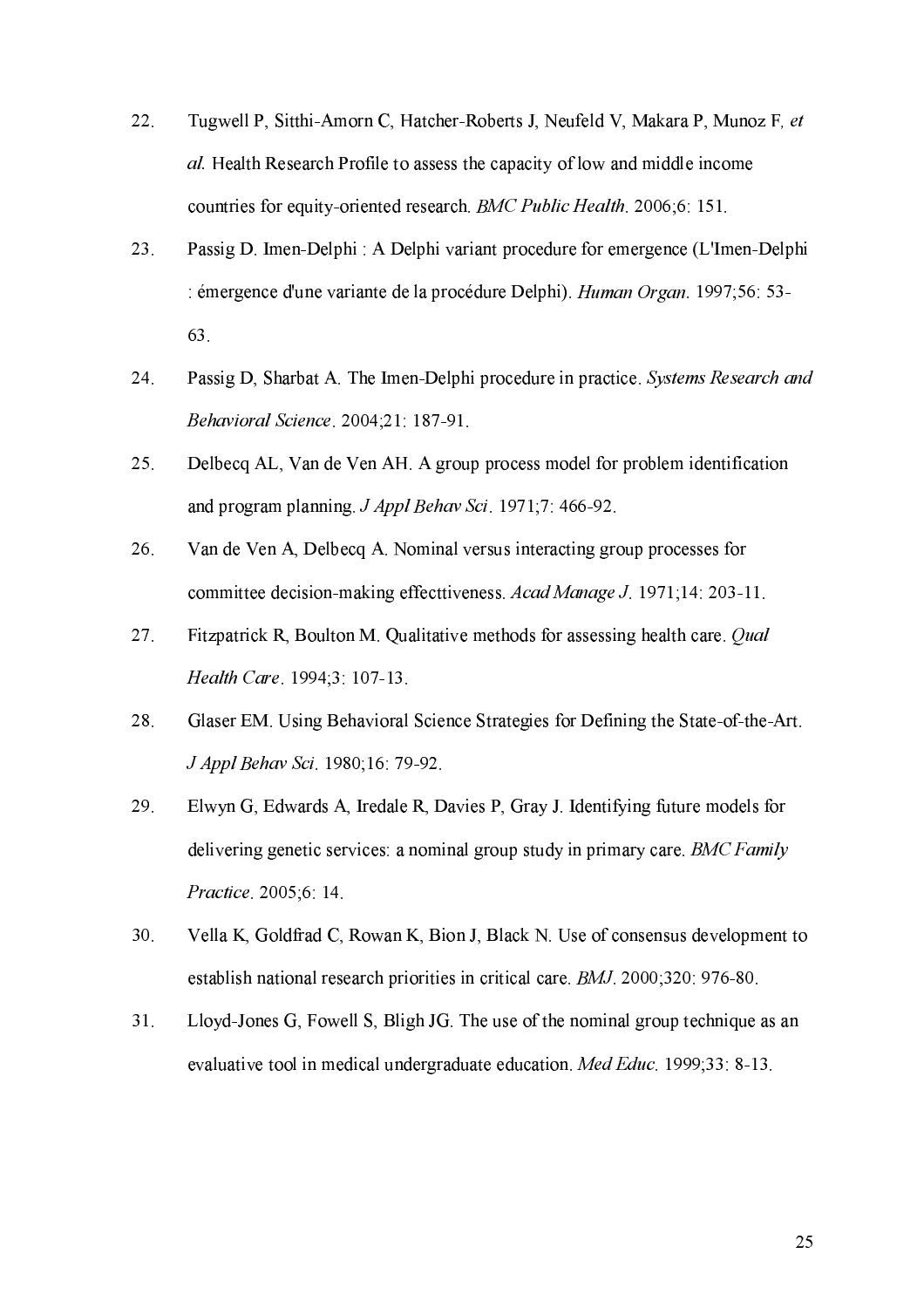22. Tugwell P, Sitthi-Amorn C, Hatcher-Roberts J, Neufeld V, Makara P, Munoz F, *et al*. Health Research Profile to assess the capacity of low and middle income countries for equity-oriented research. *BMC Public Health*. 2006;6: 151.

23. Passig D. Imen-Delphi : A Delphi variant procedure for emergence (L'Imen-Delphi : émergence d'une variante de la procédure Delphi). *Human Organ*. 1997;56: 53-63.

24. Passig D, Sharbat A. The Imen-Delphi procedure in practice. *Systems Research and Behavioral Science*. 2004;21: 187-91.

25. Delbecq AL, Van de Ven AH. A group process model for problem identification and program planning. *J Appl Behav Sci*. 1971;7: 466-92.

26. Van de Ven A, Delbecq A. Nominal versus interacting group processes for committee decision-making effecttiveness. *Acad Manage J*. 1971;14: 203-11.

27. Fitzpatrick R, Boulton M. Qualitative methods for assessing health care. *Qual Health Care*. 1994;3: 107-13.

28. Glaser EM. Using Behavioral Science Strategies for Defining the State-of-the-Art. *J Appl Behav Sci*. 1980;16: 79-92.

29. Elwyn G, Edwards A, Iredale R, Davies P, Gray J. Identifying future models for delivering genetic services: a nominal group study in primary care. *BMC Family Practice*. 2005;6: 14.

30. Vella K, Goldfrad C, Rowan K, Bion J, Black N. Use of consensus development to establish national research priorities in critical care. *BMJ*. 2000;320: 976-80.

31. Lloyd-Jones G, Fowell S, Bligh JG. The use of the nominal group technique as an evaluative tool in medical undergraduate education. *Med Educ*. 1999;33: 8-13.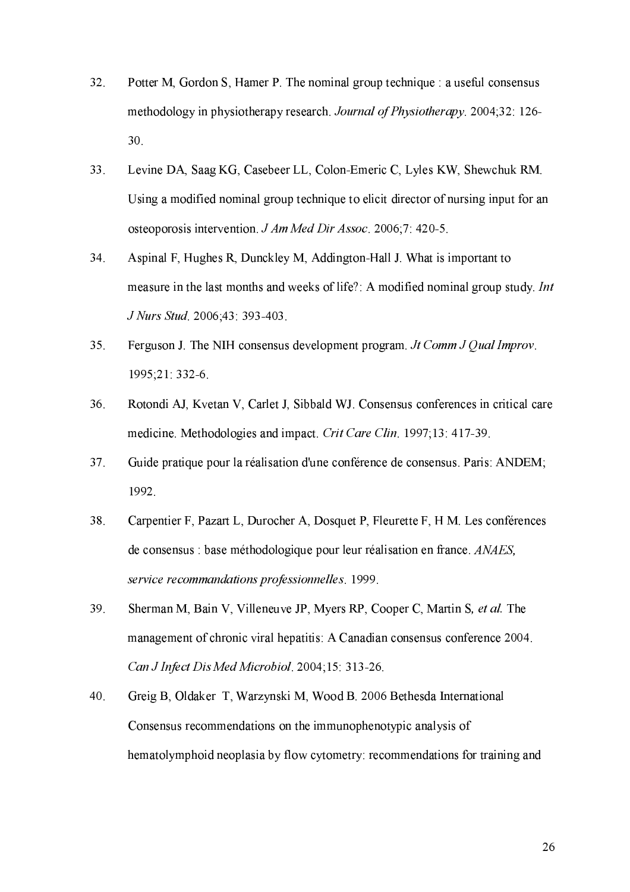32. Potter M, Gordon S, Hamer P. The nominal group technique : a useful consensus methodology in physiotherapy research. *Journal of Physiotherapy*. 2004;32: 126-30.

33. Levine DA, Saag KG, Casebeer LL, Colon-Emeric C, Lyles KW, Shewchuk RM. Using a modified nominal group technique to elicit director of nursing input for an osteoporosis intervention. *J Am Med Dir Assoc*. 2006;7: 420-5.

34. Aspinal F, Hughes R, Dunckley M, Addington-Hall J. What is important to measure in the last months and weeks of life?: A modified nominal group study. *Int J Nurs Stud*. 2006;43: 393-403.

35. Ferguson J. The NIH consensus development program. *Jt Comm J Qual Improv*. 1995;21: 332-6.

36. Rotondi AJ, Kvetan V, Carlet J, Sibbald WJ. Consensus conferences in critical care medicine. Methodologies and impact. *Crit Care Clin*. 1997;13: 417-39.

37. Guide pratique pour la réalisation d'une conférence de consensus. Paris: ANDEM; 1992.

38. Carpentier F, Pazart L, Durocher A, Dosquet P, Fleurette F, H M. Les conférences de consensus : base méthodologique pour leur réalisation en france. *ANAES, service recommandations professionnelles*. 1999.

39. Sherman M, Bain V, Villeneuve JP, Myers RP, Cooper C, Martin S*, et al.* The management of chronic viral hepatitis: A Canadian consensus conference 2004. *Can J Infect Dis Med Microbiol*. 2004;15: 313-26.

40. Greig B, Oldaker T, Warzynski M, Wood B. 2006 Bethesda International Consensus recommendations on the immunophenotypic analysis of hematolymphoid neoplasia by flow cytometry: recommendations for training and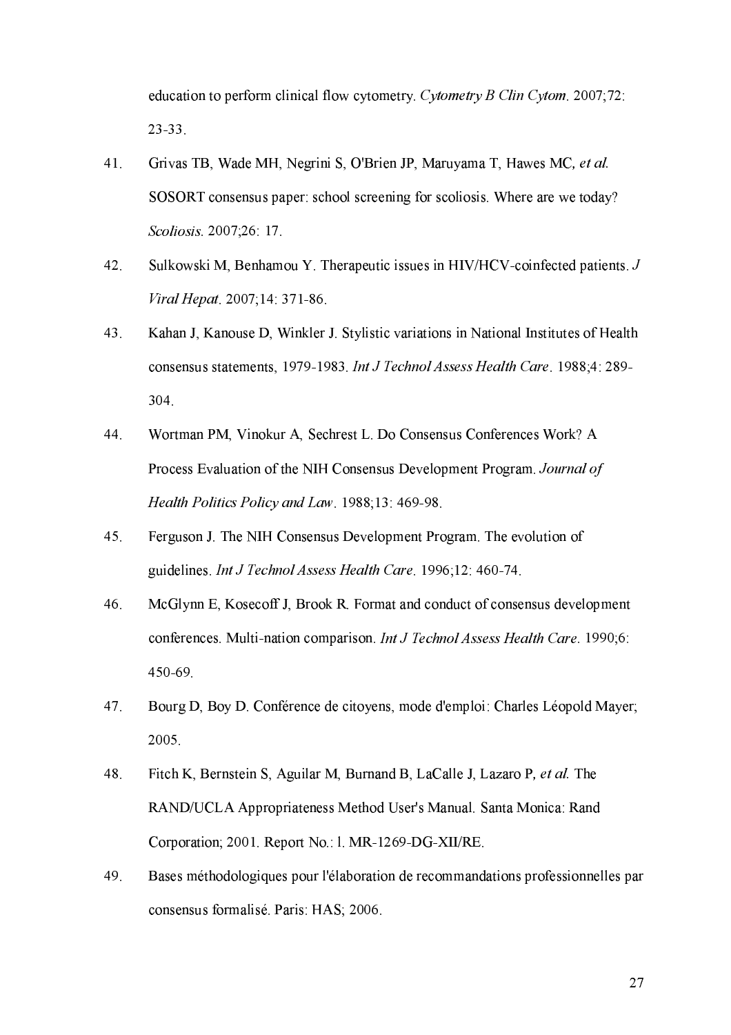education to perform clinical flow cytometry. *Cytometry B Clin Cytom*. 2007;72: 23-33.

41. Grivas TB, Wade MH, Negrini S, O'Brien JP, Maruyama T, Hawes MC*, et al.* SOSORT consensus paper: school screening for scoliosis. Where are we today? *Scoliosis*. 2007;26: 17.

42. Sulkowski M, Benhamou Y. Therapeutic issues in HIV/HCV-coinfected patients. *J Viral Hepat*. 2007;14: 371-86.

43. Kahan J, Kanouse D, Winkler J. Stylistic variations in National Institutes of Health consensus statements, 1979-1983. *Int J Technol Assess Health Care*. 1988;4: 289-304.

44. Wortman PM, Vinokur A, Sechrest L. Do Consensus Conferences Work? A Process Evaluation of the NIH Consensus Development Program. *Journal of Health Politics Policy and Law*. 1988;13: 469-98.

45. Ferguson J. The NIH Consensus Development Program. The evolution of guidelines. *Int J Technol Assess Health Care*. 1996;12: 460-74.

46. McGlynn E, Kosecoff J, Brook R. Format and conduct of consensus development conferences. Multi-nation comparison. *Int J Technol Assess Health Care*. 1990;6: 450-69.

47. Bourg D, Boy D. Conférence de citoyens, mode d'emploi: Charles Léopold Mayer; 2005.

48. Fitch K, Bernstein S, Aguilar M, Burnand B, LaCalle J, Lazaro P*, et al.* The RAND/UCLA Appropriateness Method User's Manual. Santa Monica: Rand Corporation; 2001. Report No.: l. MR-1269-DG-XII/RE.

49. Bases méthodologiques pour l'élaboration de recommandations professionnelles par consensus formalisé. Paris: HAS; 2006.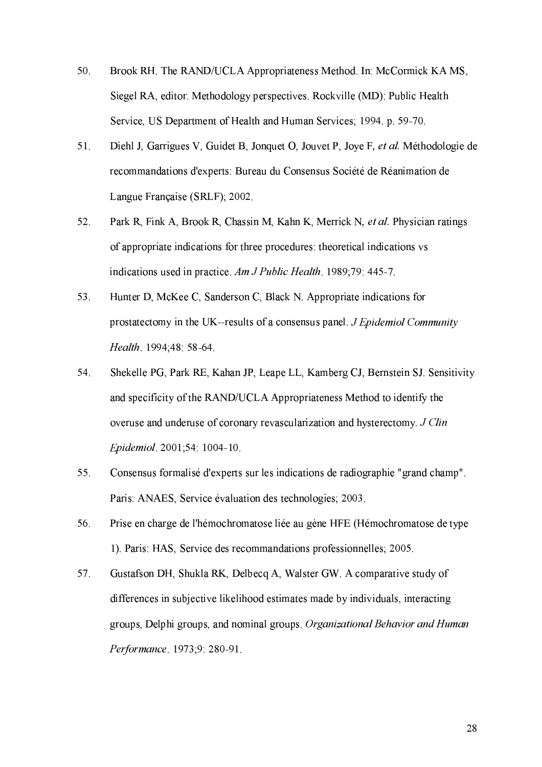50. Brook RH. The RAND/UCLA Appropriateness Method. In: McCormick KA MS, Siegel RA, editor. Methodology perspectives. Rockville (MD): Public Health Service, US Department of Health and Human Services; 1994. p. 59-70.

51. Diehl J, Garrigues V, Guidet B, Jonquet O, Jouvet P, Joye F*, et al.* Méthodologie de recommandations d'experts: Bureau du Consensus Société de Réanimation de Langue Française (SRLF); 2002.

52. Park R, Fink A, Brook R, Chassin M, Kahn K, Merrick N*, et al.* Physician ratings of appropriate indications for three procedures: theoretical indications vs indications used in practice. *Am J Public Health*. 1989;79: 445-7.

53. Hunter D, McKee C, Sanderson C, Black N. Appropriate indications for prostatectomy in the UK--results of a consensus panel. *J Epidemiol Community Health*. 1994;48: 58-64.

54. Shekelle PG, Park RE, Kahan JP, Leape LL, Kamberg CJ, Bernstein SJ. Sensitivity and specificity of the RAND/UCLA Appropriateness Method to identify the overuse and underuse of coronary revascularization and hysterectomy. *J Clin Epidemiol*. 2001;54: 1004-10.

55. Consensus formalisé d'experts sur les indications de radiographie "grand champ". Paris: ANAES, Service évaluation des technologies; 2003.

56. Prise en charge de l'hémochromatose liée au gène HFE (Hémochromatose de type 1). Paris: HAS, Service des recommandations professionnelles; 2005.

57. Gustafson DH, Shukla RK, Delbecq A, Walster GW. A comparative study of differences in subjective likelihood estimates made by individuals, interacting groups, Delphi groups, and nominal groups. *Organizational Behavior and Human Performance*. 1973;9: 280-91.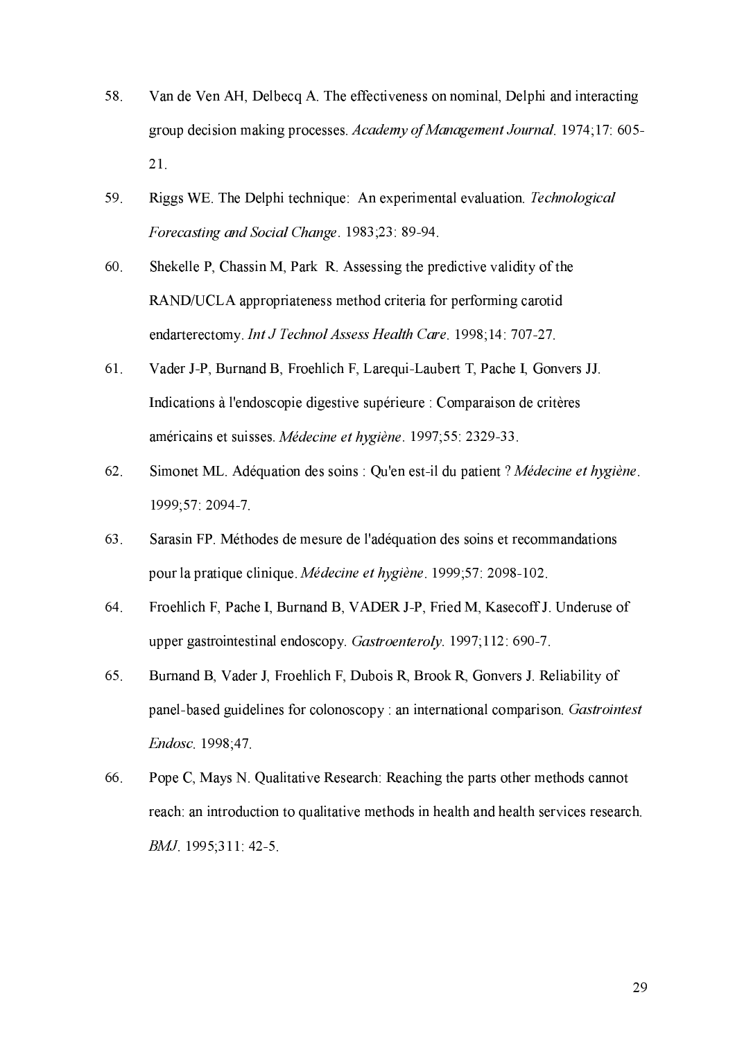58. Van de Ven AH, Delbecq A. The effectiveness on nominal, Delphi and interacting group decision making processes. *Academy of Management Journal*. 1974;17: 605-21.

59. Riggs WE. The Delphi technique: An experimental evaluation. *Technological Forecasting and Social Change*. 1983;23: 89-94.

60. Shekelle P, Chassin M, Park R. Assessing the predictive validity of the RAND/UCLA appropriateness method criteria for performing carotid endarterectomy. *Int J Technol Assess Health Care*. 1998;14: 707-27.

61. Vader J-P, Burnand B, Froehlich F, Larequi-Laubert T, Pache I, Gonvers JJ. Indications à l'endoscopie digestive supérieure : Comparaison de critères américains et suisses. *Médecine et hygiène*. 1997;55: 2329-33.

62. Simonet ML. Adéquation des soins : Qu'en est-il du patient ? *Médecine et hygiène*. 1999;57: 2094-7.

63. Sarasin FP. Méthodes de mesure de l'adéquation des soins et recommandations pour la pratique clinique. *Médecine et hygiène*. 1999;57: 2098-102.

64. Froehlich F, Pache I, Burnand B, VADER J-P, Fried M, Kasecoff J. Underuse of upper gastrointestinal endoscopy. *Gastroenteroly*. 1997;112: 690-7.

65. Burnand B, Vader J, Froehlich F, Dubois R, Brook R, Gonvers J. Reliability of panel-based guidelines for colonoscopy : an international comparison. *Gastrointest Endosc*. 1998;47.

66. Pope C, Mays N. Qualitative Research: Reaching the parts other methods cannot reach: an introduction to qualitative methods in health and health services research. *BMJ*. 1995;311: 42-5.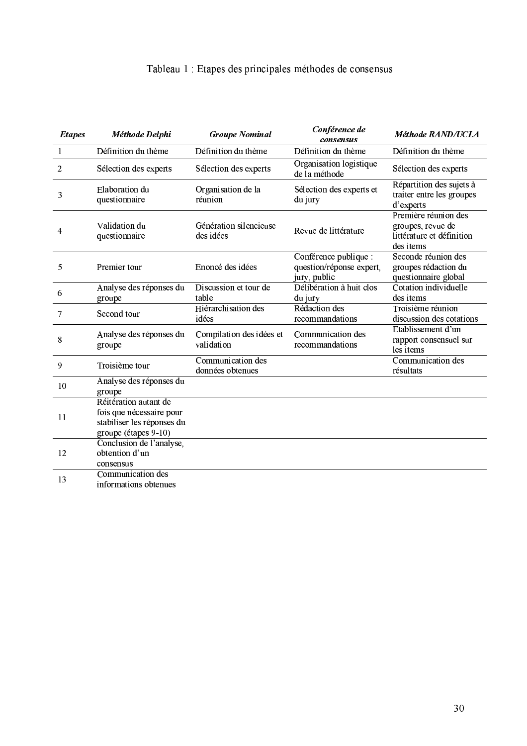Tableau 1 : Etapes des principales méthodes de consensus

| *Etapes* | *Méthode Delphi* | *Groupe Nominal* | *Conférence de consensus* | *Méthode RAND/UCLA* |
|---|---|---|---|---|
| 1 | Définition du thème | Définition du thème | Définition du thème | Définition du thème |
| 2 | Sélection des experts | Sélection des experts | Organisation logistique de la méthode | Sélection des experts |
| 3 | Elaboration du questionnaire | Organisation de la réunion | Sélection des experts et du jury | Répartition des sujets à traiter entre les groupes d'experts |
| 4 | Validation du questionnaire | Génération silencieuse des idées | Revue de littérature | Première réunion des groupes, revue de littérature et définition des items |
| 5 | Premier tour | Enoncé des idées | Conférence publique : question/réponse expert, jury, public | Seconde réunion des groupes rédaction du questionnaire global |
| 6 | Analyse des réponses du groupe | Discussion et tour de table | Délibération à huit clos du jury | Cotation individuelle des items |
| 7 | Second tour | Hiérarchisation des idées | Rédaction des recommandations | Troisième réunion discussion des cotations |
| 8 | Analyse des réponses du groupe | Compilation des idées et validation | Communication des recommandations | Etablissement d'un rapport consensuel sur les items |
| 9 | Troisième tour | Communication des données obtenues | | Communication des résultats |
| 10 | Analyse des réponses du groupe | | | |
| 11 | Réitération autant de fois que nécessaire pour stabiliser les réponses du groupe (étapes 9-10) | | | |
| 12 | Conclusion de l'analyse, obtention d'un consensus | | | |
| 13 | Communication des informations obtenues | | | |